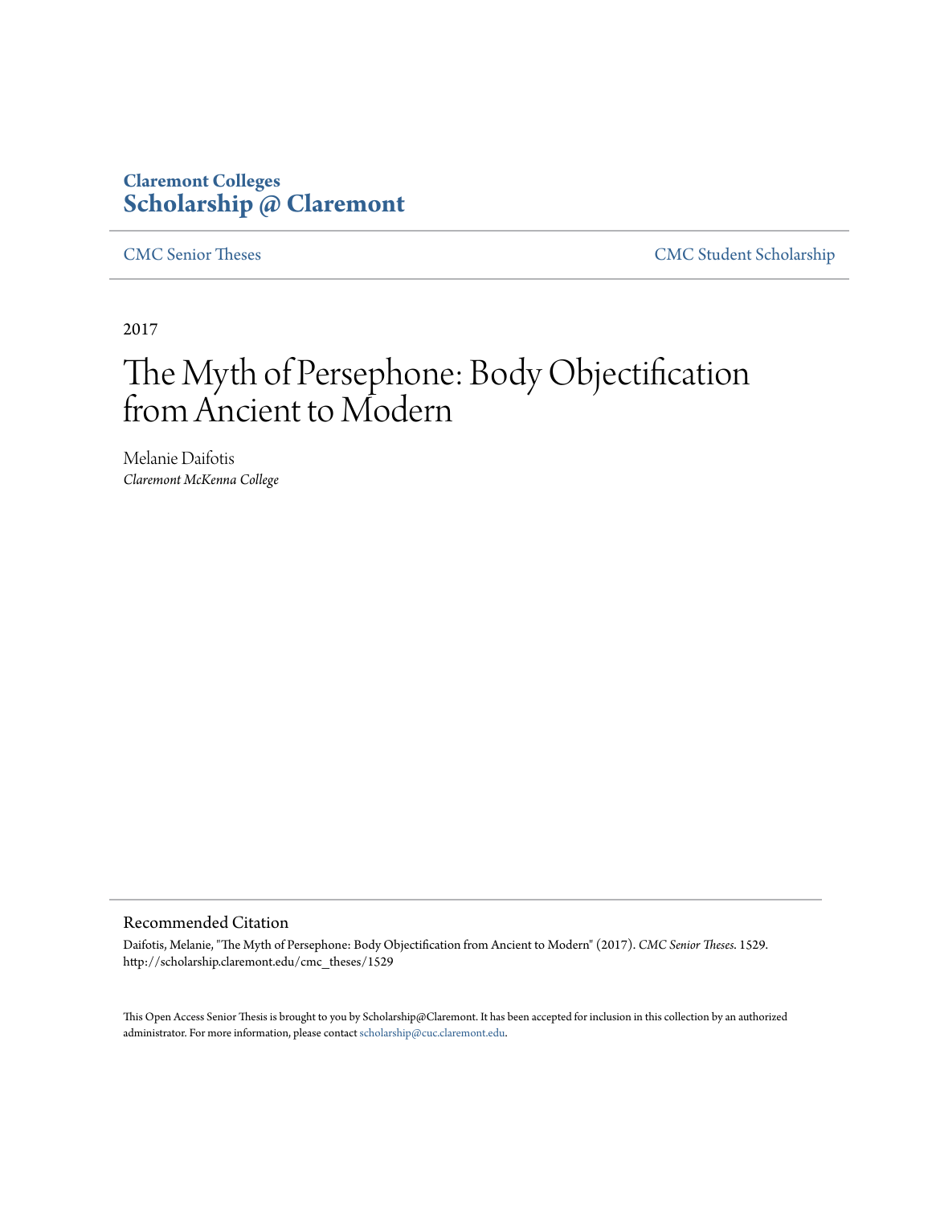Claremont Colleges
**Scholarship @ Claremont**

CMC Senior Theses | CMC Student Scholarship

2017

# The Myth of Persephone: Body Objectification from Ancient to Modern

Melanie Daifotis
*Claremont McKenna College*

## Recommended Citation

Daifotis, Melanie, "The Myth of Persephone: Body Objectification from Ancient to Modern" (2017). *CMC Senior Theses*. 1529.
http://scholarship.claremont.edu/cmc_theses/1529

This Open Access Senior Thesis is brought to you by Scholarship@Claremont. It has been accepted for inclusion in this collection by an authorized administrator. For more information, please contact scholarship@cuc.claremont.edu.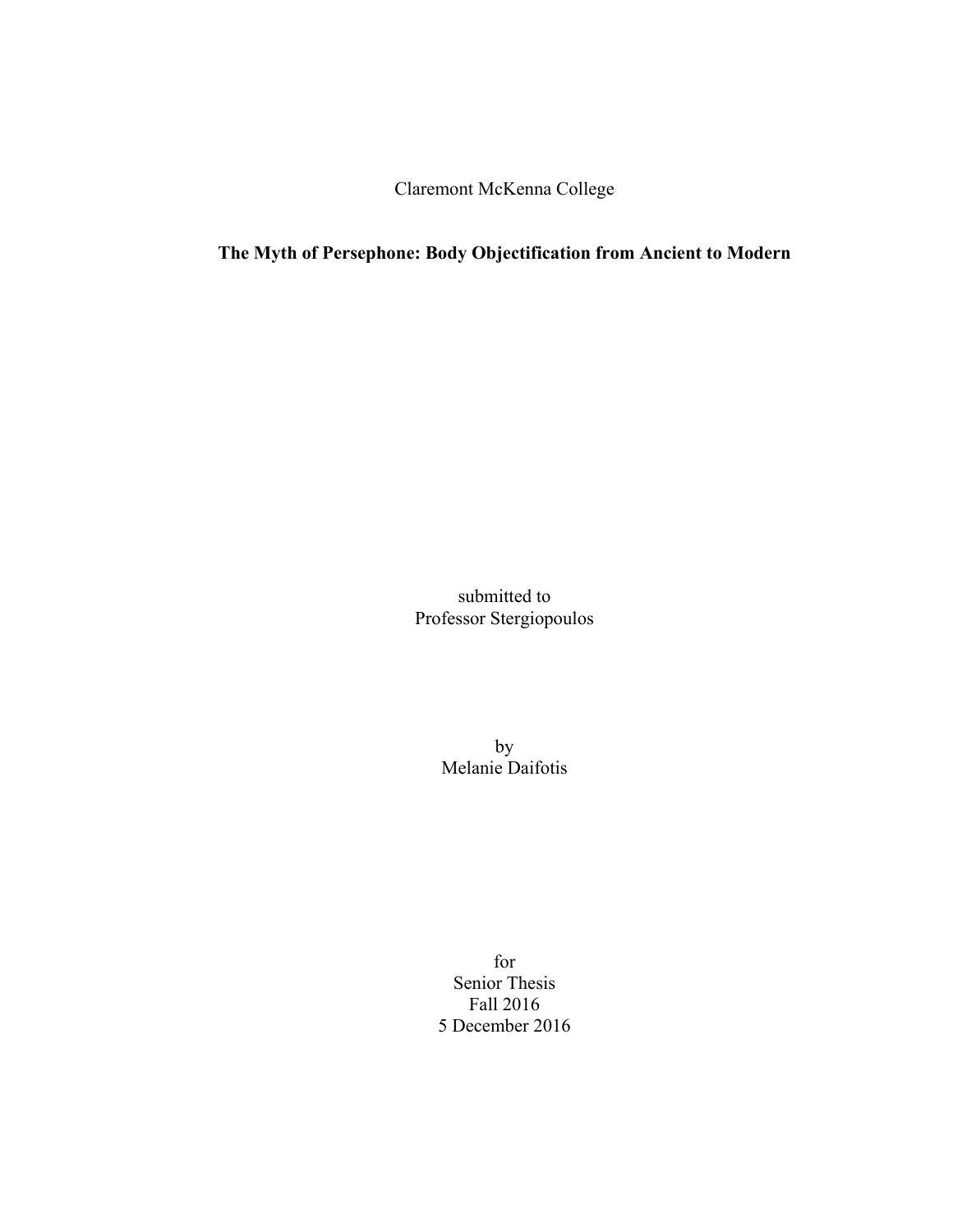Claremont McKenna College

**The Myth of Persephone: Body Objectification from Ancient to Modern**

submitted to
Professor Stergiopoulos

by
Melanie Daifotis

for
Senior Thesis
Fall 2016
5 December 2016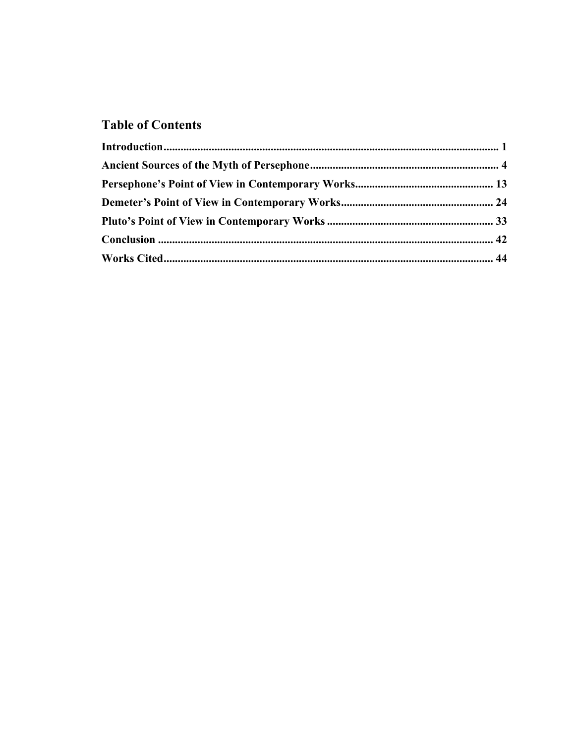## Table of Contents

**Introduction** ........................................................................................................................ 1

**Ancient Sources of the Myth of Persephone** ..................................................................... 4

**Persephone's Point of View in Contemporary Works** ...................................................... 13

**Demeter's Point of View in Contemporary Works** .......................................................... 24

**Pluto's Point of View in Contemporary Works** ............................................................... 33

**Conclusion** .......................................................................................................................... 42

**Works Cited** ....................................................................................................................... 44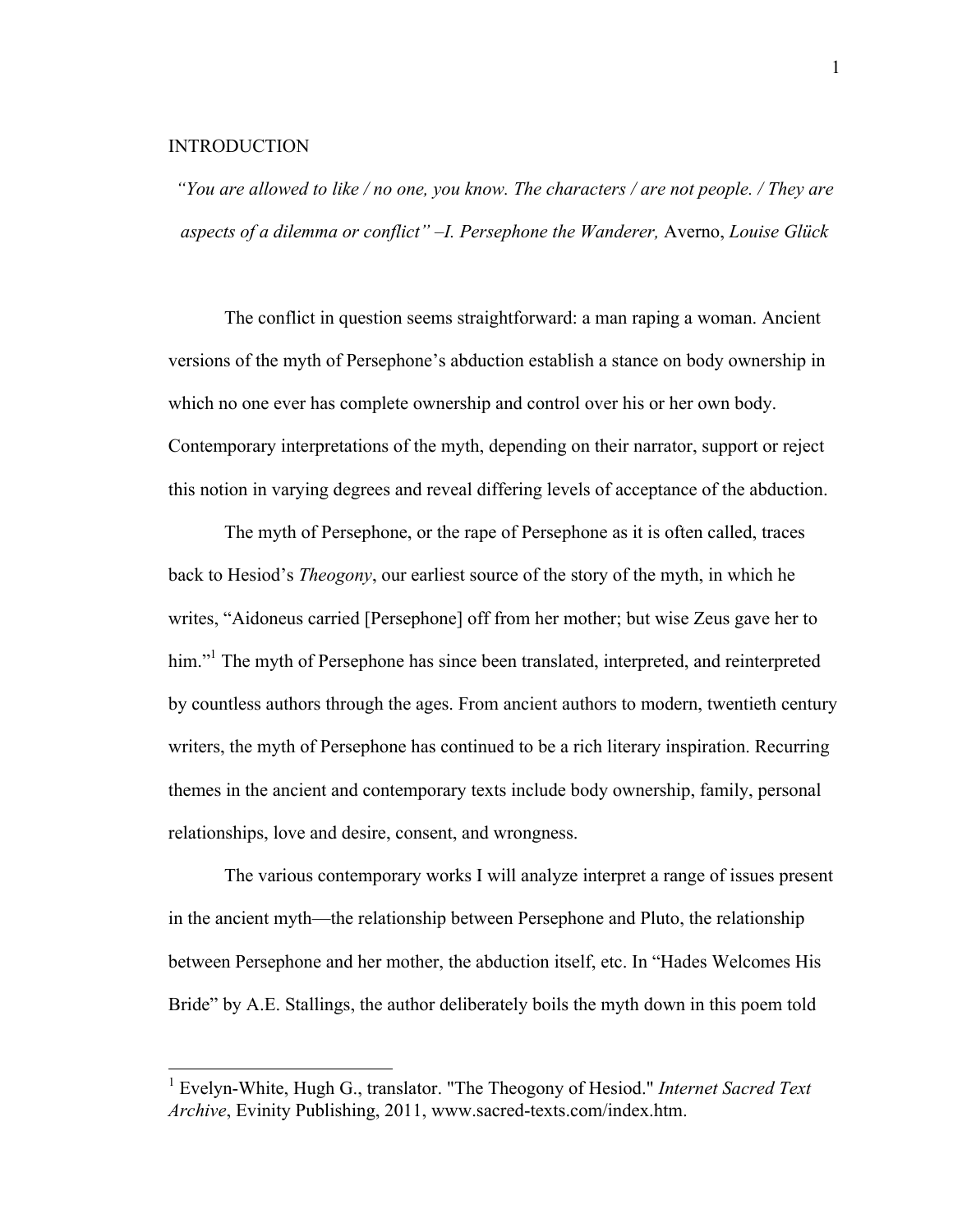# INTRODUCTION

*"You are allowed to like / no one, you know. The characters / are not people. / They are aspects of a dilemma or conflict" –I. Persephone the Wanderer,* Averno, *Louise Glück*

The conflict in question seems straightforward: a man raping a woman. Ancient versions of the myth of Persephone's abduction establish a stance on body ownership in which no one ever has complete ownership and control over his or her own body. Contemporary interpretations of the myth, depending on their narrator, support or reject this notion in varying degrees and reveal differing levels of acceptance of the abduction.

The myth of Persephone, or the rape of Persephone as it is often called, traces back to Hesiod's *Theogony*, our earliest source of the story of the myth, in which he writes, "Aidoneus carried [Persephone] off from her mother; but wise Zeus gave her to him."[1] The myth of Persephone has since been translated, interpreted, and reinterpreted by countless authors through the ages. From ancient authors to modern, twentieth century writers, the myth of Persephone has continued to be a rich literary inspiration. Recurring themes in the ancient and contemporary texts include body ownership, family, personal relationships, love and desire, consent, and wrongness.

The various contemporary works I will analyze interpret a range of issues present in the ancient myth—the relationship between Persephone and Pluto, the relationship between Persephone and her mother, the abduction itself, etc. In "Hades Welcomes His Bride" by A.E. Stallings, the author deliberately boils the myth down in this poem told

---

[1] Evelyn-White, Hugh G., translator. "The Theogony of Hesiod." *Internet Sacred Text Archive*, Evinity Publishing, 2011, www.sacred-texts.com/index.htm.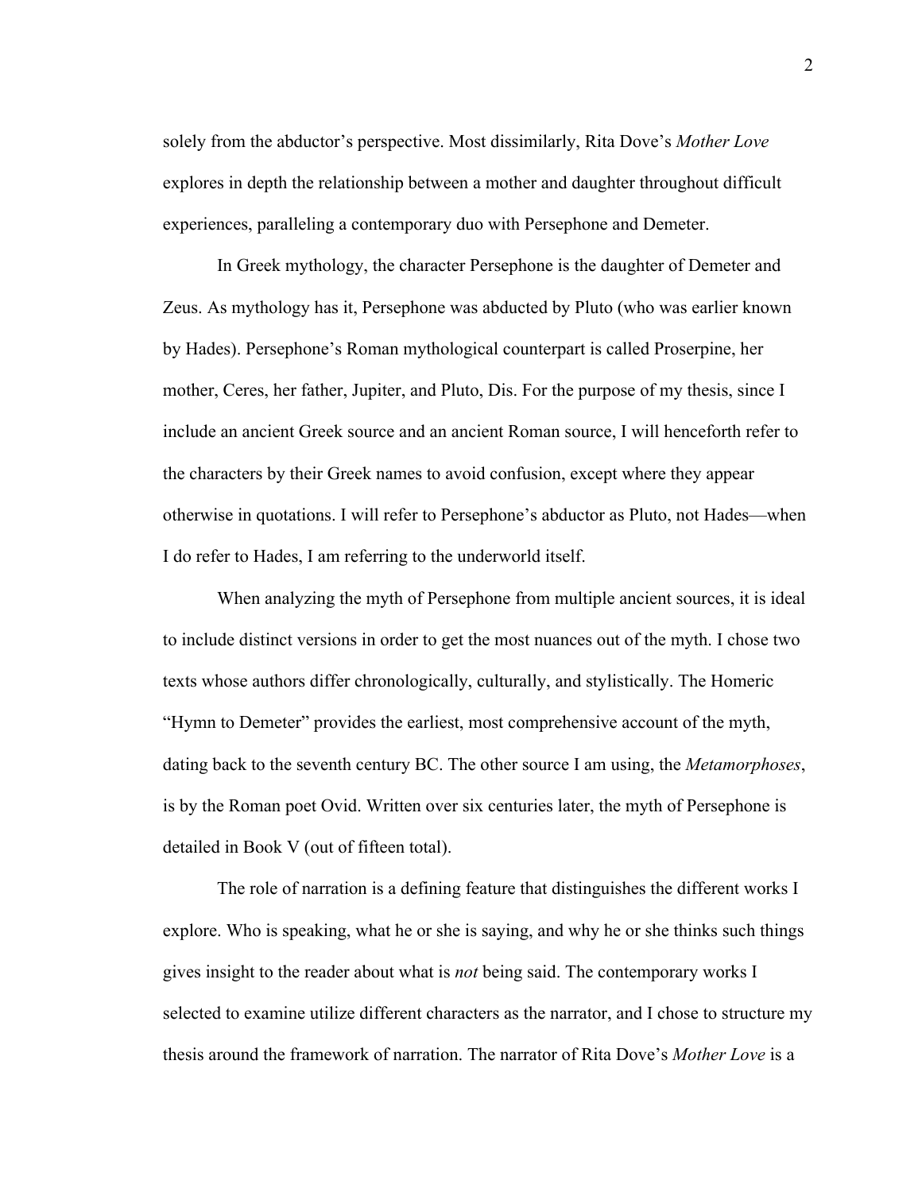solely from the abductor's perspective. Most dissimilarly, Rita Dove's *Mother Love* explores in depth the relationship between a mother and daughter throughout difficult experiences, paralleling a contemporary duo with Persephone and Demeter.

In Greek mythology, the character Persephone is the daughter of Demeter and Zeus. As mythology has it, Persephone was abducted by Pluto (who was earlier known by Hades). Persephone's Roman mythological counterpart is called Proserpine, her mother, Ceres, her father, Jupiter, and Pluto, Dis. For the purpose of my thesis, since I include an ancient Greek source and an ancient Roman source, I will henceforth refer to the characters by their Greek names to avoid confusion, except where they appear otherwise in quotations. I will refer to Persephone's abductor as Pluto, not Hades—when I do refer to Hades, I am referring to the underworld itself.

When analyzing the myth of Persephone from multiple ancient sources, it is ideal to include distinct versions in order to get the most nuances out of the myth. I chose two texts whose authors differ chronologically, culturally, and stylistically. The Homeric "Hymn to Demeter" provides the earliest, most comprehensive account of the myth, dating back to the seventh century BC. The other source I am using, the *Metamorphoses*, is by the Roman poet Ovid. Written over six centuries later, the myth of Persephone is detailed in Book V (out of fifteen total).

The role of narration is a defining feature that distinguishes the different works I explore. Who is speaking, what he or she is saying, and why he or she thinks such things gives insight to the reader about what is *not* being said. The contemporary works I selected to examine utilize different characters as the narrator, and I chose to structure my thesis around the framework of narration. The narrator of Rita Dove's *Mother Love* is a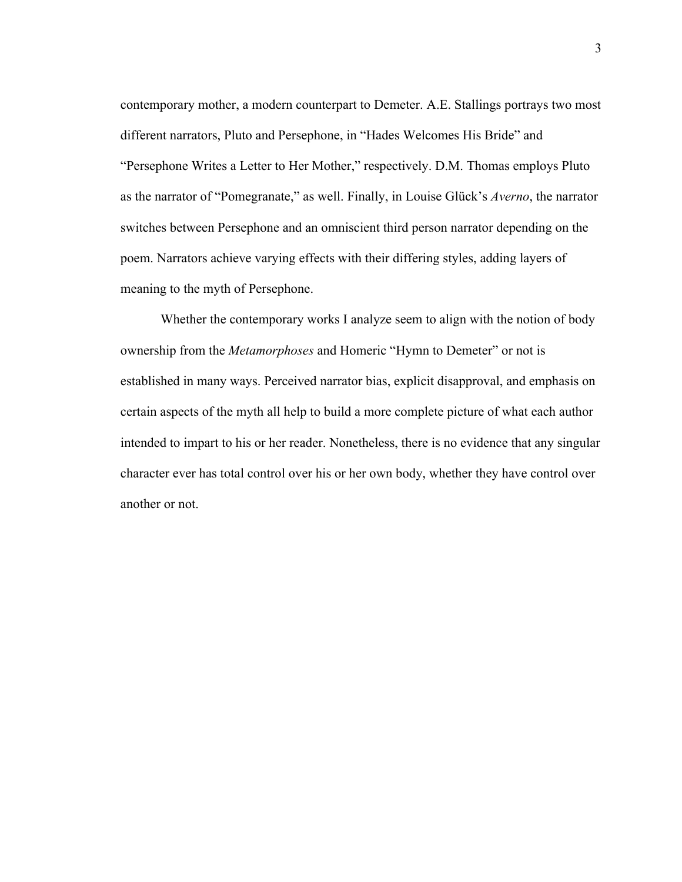contemporary mother, a modern counterpart to Demeter. A.E. Stallings portrays two most different narrators, Pluto and Persephone, in "Hades Welcomes His Bride" and "Persephone Writes a Letter to Her Mother," respectively. D.M. Thomas employs Pluto as the narrator of "Pomegranate," as well. Finally, in Louise Glück's *Averno*, the narrator switches between Persephone and an omniscient third person narrator depending on the poem. Narrators achieve varying effects with their differing styles, adding layers of meaning to the myth of Persephone.

Whether the contemporary works I analyze seem to align with the notion of body ownership from the *Metamorphoses* and Homeric "Hymn to Demeter" or not is established in many ways. Perceived narrator bias, explicit disapproval, and emphasis on certain aspects of the myth all help to build a more complete picture of what each author intended to impart to his or her reader. Nonetheless, there is no evidence that any singular character ever has total control over his or her own body, whether they have control over another or not.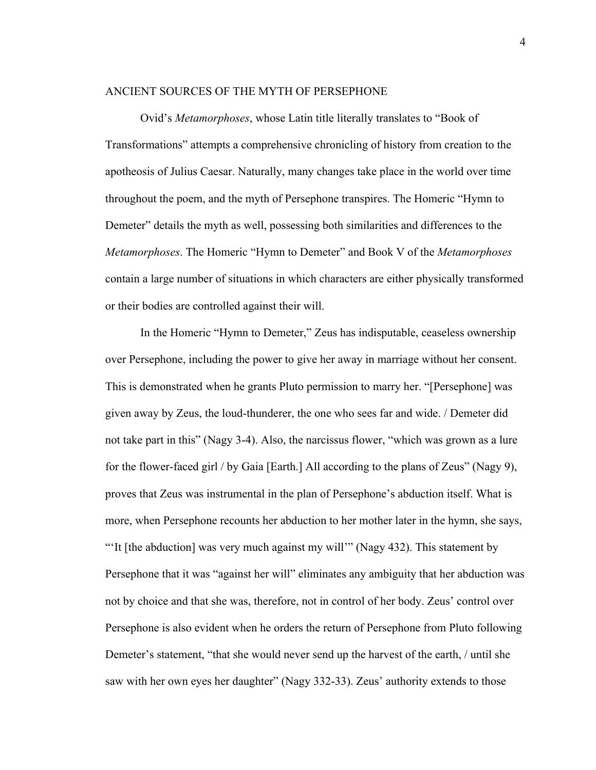## ANCIENT SOURCES OF THE MYTH OF PERSEPHONE

Ovid's *Metamorphoses*, whose Latin title literally translates to "Book of Transformations" attempts a comprehensive chronicling of history from creation to the apotheosis of Julius Caesar. Naturally, many changes take place in the world over time throughout the poem, and the myth of Persephone transpires. The Homeric "Hymn to Demeter" details the myth as well, possessing both similarities and differences to the *Metamorphoses*. The Homeric "Hymn to Demeter" and Book V of the *Metamorphoses* contain a large number of situations in which characters are either physically transformed or their bodies are controlled against their will.

In the Homeric "Hymn to Demeter," Zeus has indisputable, ceaseless ownership over Persephone, including the power to give her away in marriage without her consent. This is demonstrated when he grants Pluto permission to marry her. "[Persephone] was given away by Zeus, the loud-thunderer, the one who sees far and wide. / Demeter did not take part in this" (Nagy 3-4). Also, the narcissus flower, "which was grown as a lure for the flower-faced girl / by Gaia [Earth.] All according to the plans of Zeus" (Nagy 9), proves that Zeus was instrumental in the plan of Persephone's abduction itself. What is more, when Persephone recounts her abduction to her mother later in the hymn, she says, "'It [the abduction] was very much against my will'" (Nagy 432). This statement by Persephone that it was "against her will" eliminates any ambiguity that her abduction was not by choice and that she was, therefore, not in control of her body. Zeus' control over Persephone is also evident when he orders the return of Persephone from Pluto following Demeter's statement, "that she would never send up the harvest of the earth, / until she saw with her own eyes her daughter" (Nagy 332-33). Zeus' authority extends to those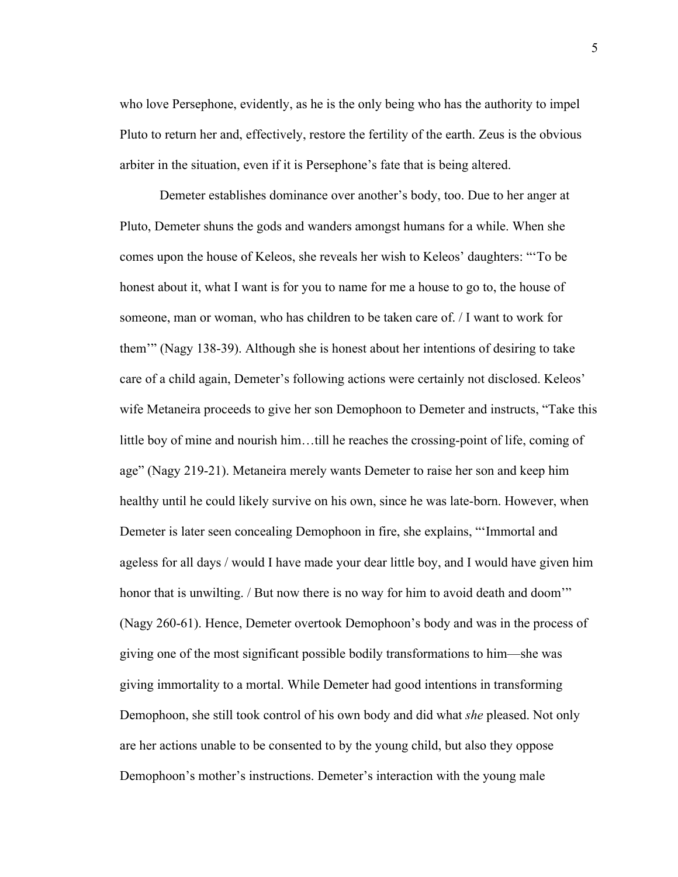who love Persephone, evidently, as he is the only being who has the authority to impel Pluto to return her and, effectively, restore the fertility of the earth. Zeus is the obvious arbiter in the situation, even if it is Persephone's fate that is being altered.

Demeter establishes dominance over another's body, too. Due to her anger at Pluto, Demeter shuns the gods and wanders amongst humans for a while. When she comes upon the house of Keleos, she reveals her wish to Keleos' daughters: "'To be honest about it, what I want is for you to name for me a house to go to, the house of someone, man or woman, who has children to be taken care of. / I want to work for them'" (Nagy 138-39). Although she is honest about her intentions of desiring to take care of a child again, Demeter's following actions were certainly not disclosed. Keleos' wife Metaneira proceeds to give her son Demophoon to Demeter and instructs, "Take this little boy of mine and nourish him…till he reaches the crossing-point of life, coming of age" (Nagy 219-21). Metaneira merely wants Demeter to raise her son and keep him healthy until he could likely survive on his own, since he was late-born. However, when Demeter is later seen concealing Demophoon in fire, she explains, "'Immortal and ageless for all days / would I have made your dear little boy, and I would have given him honor that is unwilting. / But now there is no way for him to avoid death and doom'" (Nagy 260-61). Hence, Demeter overtook Demophoon's body and was in the process of giving one of the most significant possible bodily transformations to him—she was giving immortality to a mortal. While Demeter had good intentions in transforming Demophoon, she still took control of his own body and did what *she* pleased. Not only are her actions unable to be consented to by the young child, but also they oppose Demophoon's mother's instructions. Demeter's interaction with the young male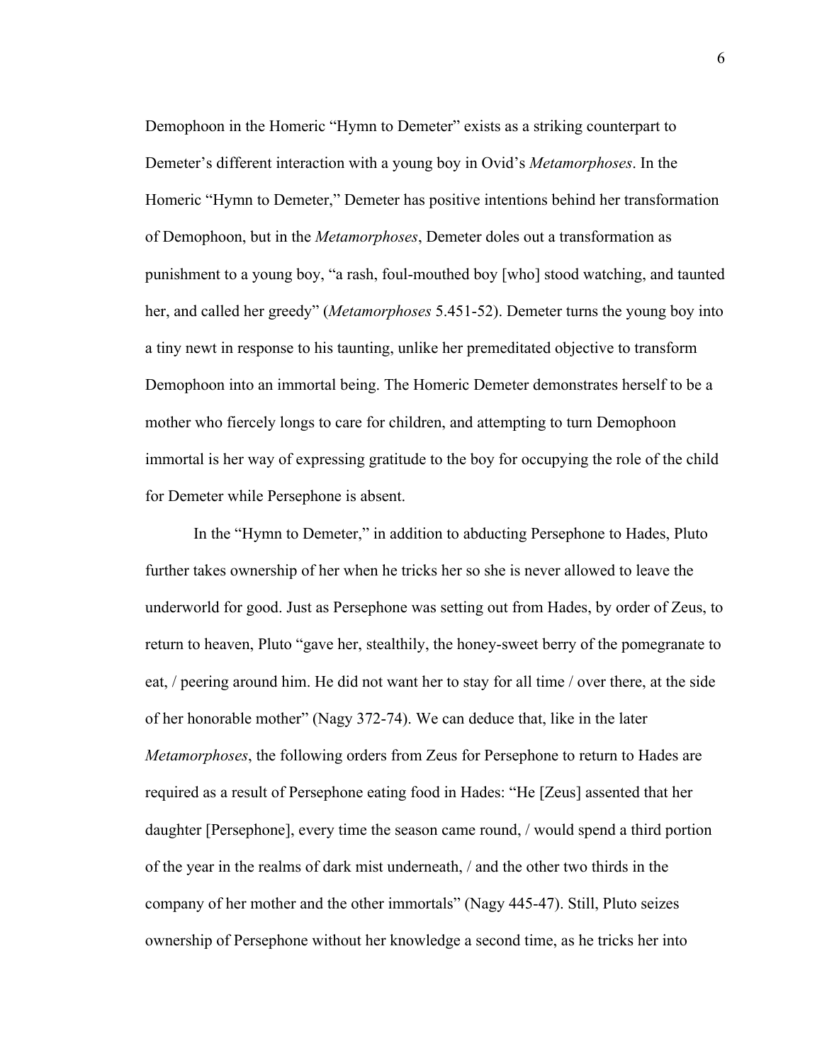Demophoon in the Homeric "Hymn to Demeter" exists as a striking counterpart to Demeter's different interaction with a young boy in Ovid's *Metamorphoses*. In the Homeric "Hymn to Demeter," Demeter has positive intentions behind her transformation of Demophoon, but in the *Metamorphoses*, Demeter doles out a transformation as punishment to a young boy, "a rash, foul-mouthed boy [who] stood watching, and taunted her, and called her greedy" (*Metamorphoses* 5.451-52). Demeter turns the young boy into a tiny newt in response to his taunting, unlike her premeditated objective to transform Demophoon into an immortal being. The Homeric Demeter demonstrates herself to be a mother who fiercely longs to care for children, and attempting to turn Demophoon immortal is her way of expressing gratitude to the boy for occupying the role of the child for Demeter while Persephone is absent.

In the "Hymn to Demeter," in addition to abducting Persephone to Hades, Pluto further takes ownership of her when he tricks her so she is never allowed to leave the underworld for good. Just as Persephone was setting out from Hades, by order of Zeus, to return to heaven, Pluto "gave her, stealthily, the honey-sweet berry of the pomegranate to eat, / peering around him. He did not want her to stay for all time / over there, at the side of her honorable mother" (Nagy 372-74). We can deduce that, like in the later *Metamorphoses*, the following orders from Zeus for Persephone to return to Hades are required as a result of Persephone eating food in Hades: "He [Zeus] assented that her daughter [Persephone], every time the season came round, / would spend a third portion of the year in the realms of dark mist underneath, / and the other two thirds in the company of her mother and the other immortals" (Nagy 445-47). Still, Pluto seizes ownership of Persephone without her knowledge a second time, as he tricks her into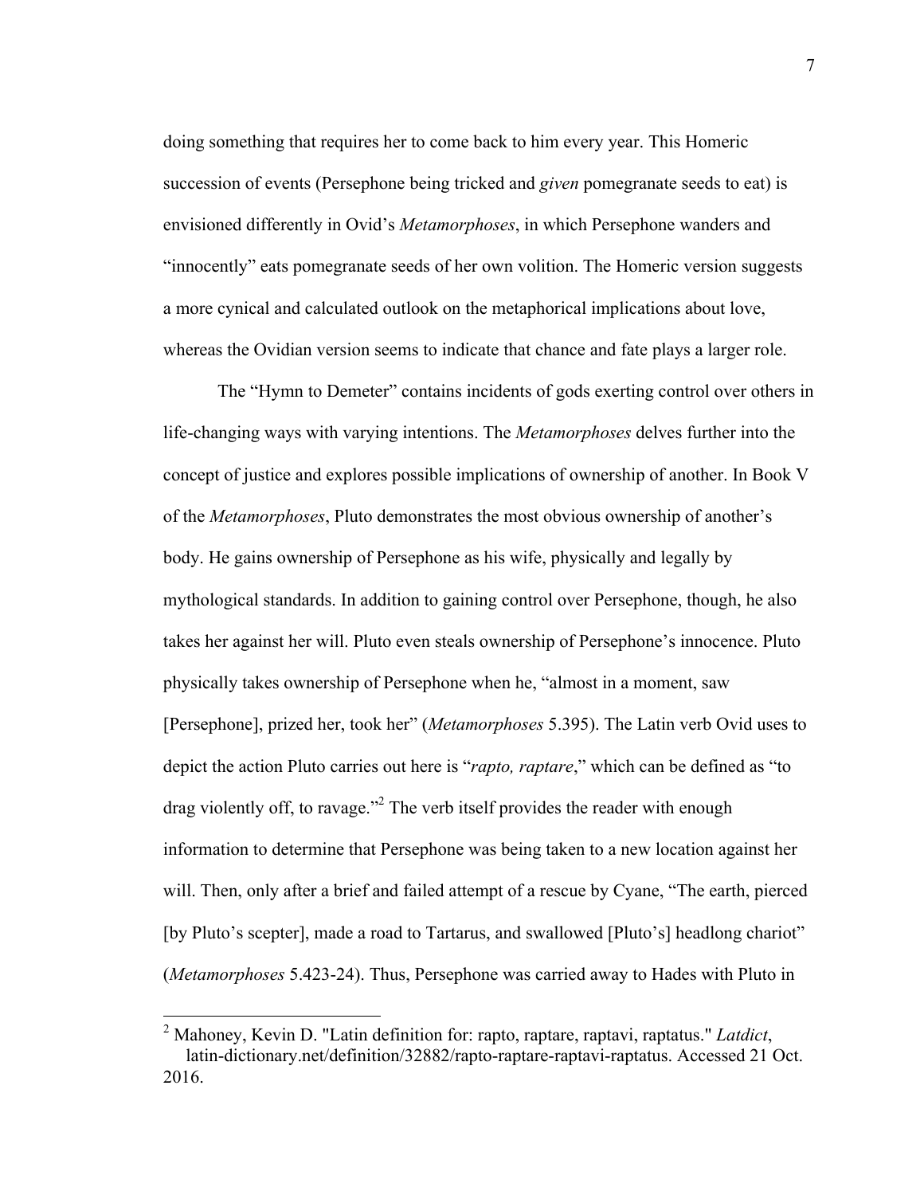doing something that requires her to come back to him every year. This Homeric succession of events (Persephone being tricked and *given* pomegranate seeds to eat) is envisioned differently in Ovid's *Metamorphoses*, in which Persephone wanders and "innocently" eats pomegranate seeds of her own volition. The Homeric version suggests a more cynical and calculated outlook on the metaphorical implications about love, whereas the Ovidian version seems to indicate that chance and fate plays a larger role.

The "Hymn to Demeter" contains incidents of gods exerting control over others in life-changing ways with varying intentions. The *Metamorphoses* delves further into the concept of justice and explores possible implications of ownership of another. In Book V of the *Metamorphoses*, Pluto demonstrates the most obvious ownership of another's body. He gains ownership of Persephone as his wife, physically and legally by mythological standards. In addition to gaining control over Persephone, though, he also takes her against her will. Pluto even steals ownership of Persephone's innocence. Pluto physically takes ownership of Persephone when he, "almost in a moment, saw [Persephone], prized her, took her" (*Metamorphoses* 5.395). The Latin verb Ovid uses to depict the action Pluto carries out here is "*rapto, raptare*," which can be defined as "to drag violently off, to ravage."[2] The verb itself provides the reader with enough information to determine that Persephone was being taken to a new location against her will. Then, only after a brief and failed attempt of a rescue by Cyane, "The earth, pierced [by Pluto's scepter], made a road to Tartarus, and swallowed [Pluto's] headlong chariot" (*Metamorphoses* 5.423-24). Thus, Persephone was carried away to Hades with Pluto in

---

[2] Mahoney, Kevin D. "Latin definition for: rapto, raptare, raptavi, raptatus." *Latdict*, latin-dictionary.net/definition/32882/rapto-raptare-raptavi-raptatus. Accessed 21 Oct. 2016.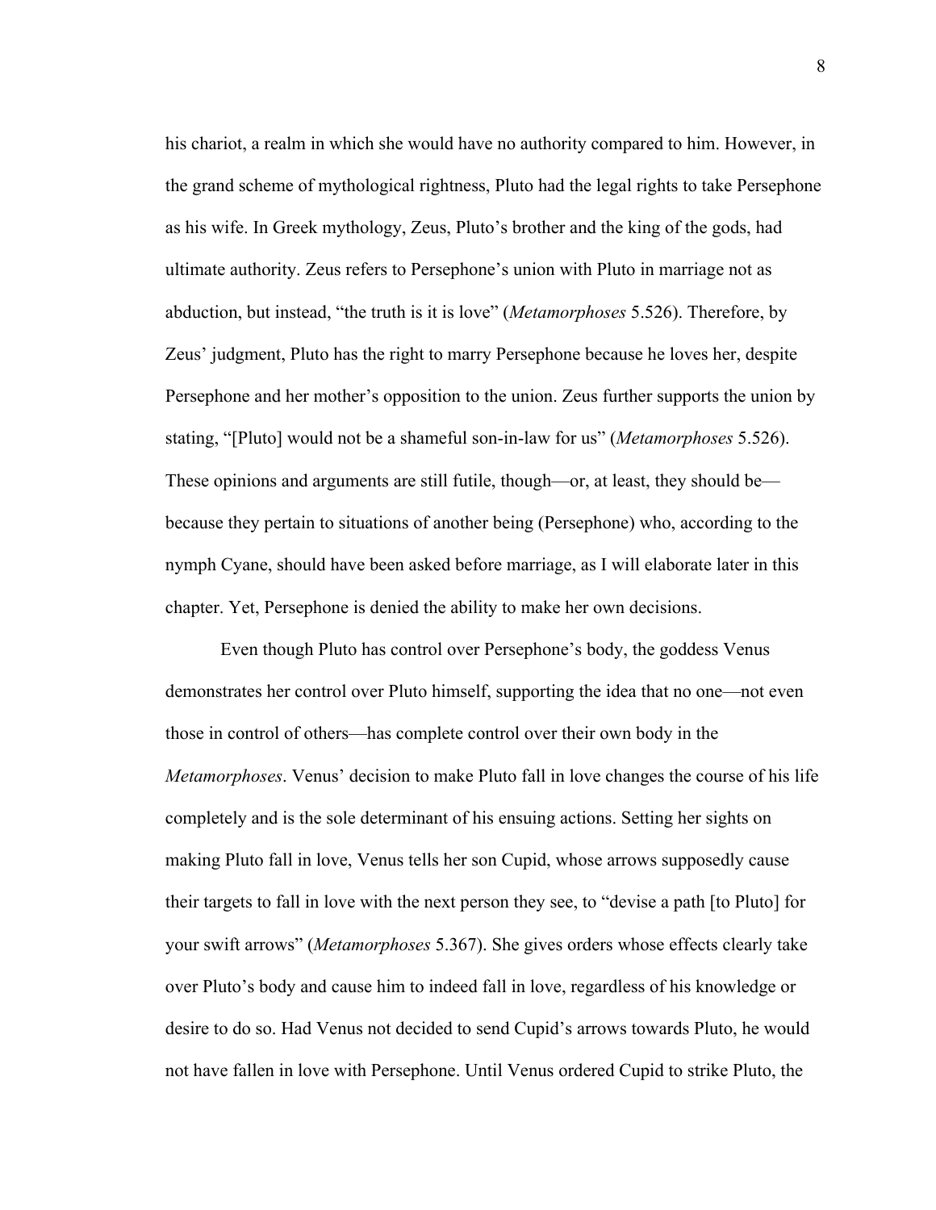his chariot, a realm in which she would have no authority compared to him. However, in the grand scheme of mythological rightness, Pluto had the legal rights to take Persephone as his wife. In Greek mythology, Zeus, Pluto's brother and the king of the gods, had ultimate authority. Zeus refers to Persephone's union with Pluto in marriage not as abduction, but instead, "the truth is it is love" (*Metamorphoses* 5.526). Therefore, by Zeus' judgment, Pluto has the right to marry Persephone because he loves her, despite Persephone and her mother's opposition to the union. Zeus further supports the union by stating, "[Pluto] would not be a shameful son-in-law for us" (*Metamorphoses* 5.526). These opinions and arguments are still futile, though—or, at least, they should be—because they pertain to situations of another being (Persephone) who, according to the nymph Cyane, should have been asked before marriage, as I will elaborate later in this chapter. Yet, Persephone is denied the ability to make her own decisions.

Even though Pluto has control over Persephone's body, the goddess Venus demonstrates her control over Pluto himself, supporting the idea that no one—not even those in control of others—has complete control over their own body in the *Metamorphoses*. Venus' decision to make Pluto fall in love changes the course of his life completely and is the sole determinant of his ensuing actions. Setting her sights on making Pluto fall in love, Venus tells her son Cupid, whose arrows supposedly cause their targets to fall in love with the next person they see, to "devise a path [to Pluto] for your swift arrows" (*Metamorphoses* 5.367). She gives orders whose effects clearly take over Pluto's body and cause him to indeed fall in love, regardless of his knowledge or desire to do so. Had Venus not decided to send Cupid's arrows towards Pluto, he would not have fallen in love with Persephone. Until Venus ordered Cupid to strike Pluto, the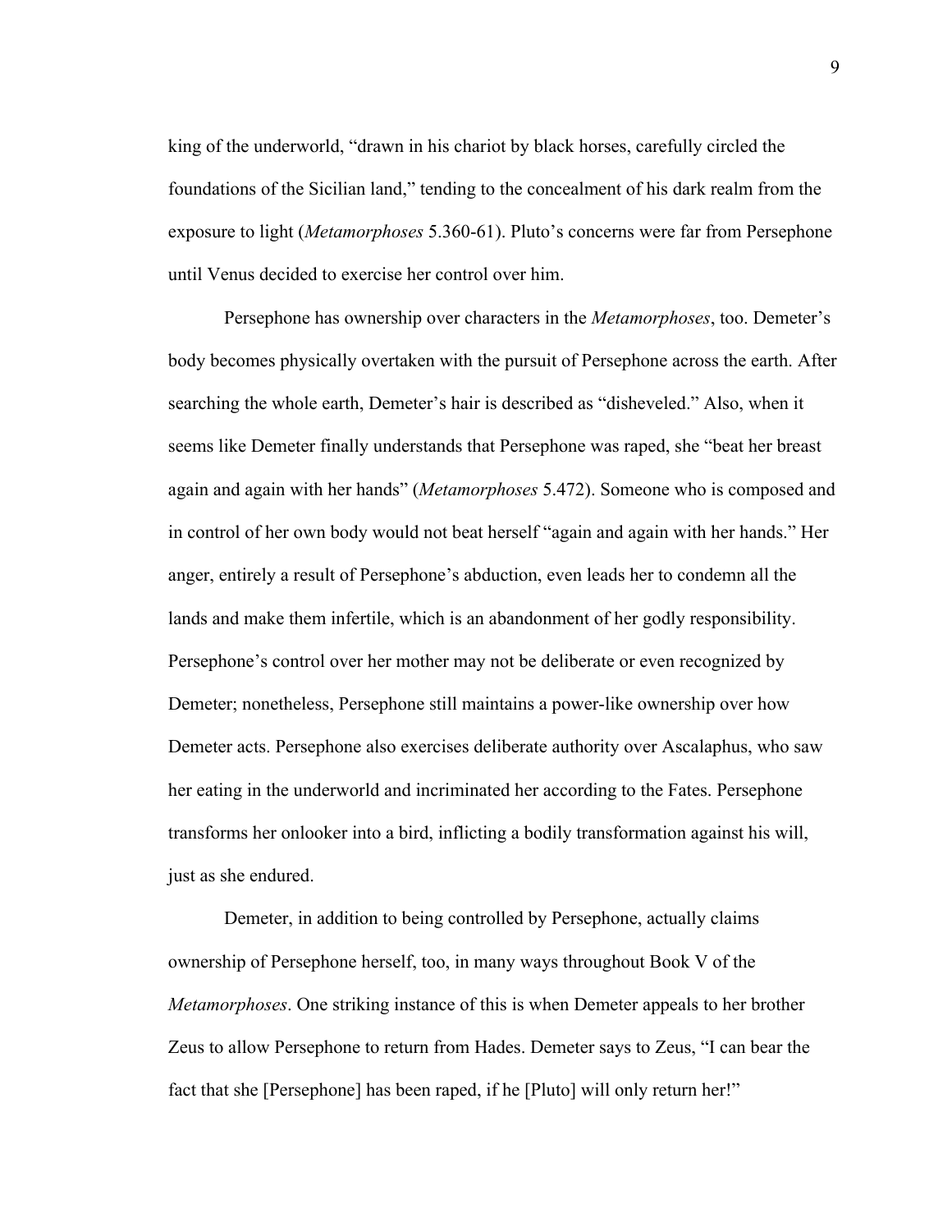king of the underworld, "drawn in his chariot by black horses, carefully circled the foundations of the Sicilian land," tending to the concealment of his dark realm from the exposure to light (*Metamorphoses* 5.360-61). Pluto's concerns were far from Persephone until Venus decided to exercise her control over him.

Persephone has ownership over characters in the *Metamorphoses*, too. Demeter's body becomes physically overtaken with the pursuit of Persephone across the earth. After searching the whole earth, Demeter's hair is described as "disheveled." Also, when it seems like Demeter finally understands that Persephone was raped, she "beat her breast again and again with her hands" (*Metamorphoses* 5.472). Someone who is composed and in control of her own body would not beat herself "again and again with her hands." Her anger, entirely a result of Persephone's abduction, even leads her to condemn all the lands and make them infertile, which is an abandonment of her godly responsibility. Persephone's control over her mother may not be deliberate or even recognized by Demeter; nonetheless, Persephone still maintains a power-like ownership over how Demeter acts. Persephone also exercises deliberate authority over Ascalaphus, who saw her eating in the underworld and incriminated her according to the Fates. Persephone transforms her onlooker into a bird, inflicting a bodily transformation against his will, just as she endured.

Demeter, in addition to being controlled by Persephone, actually claims ownership of Persephone herself, too, in many ways throughout Book V of the *Metamorphoses*. One striking instance of this is when Demeter appeals to her brother Zeus to allow Persephone to return from Hades. Demeter says to Zeus, "I can bear the fact that she [Persephone] has been raped, if he [Pluto] will only return her!"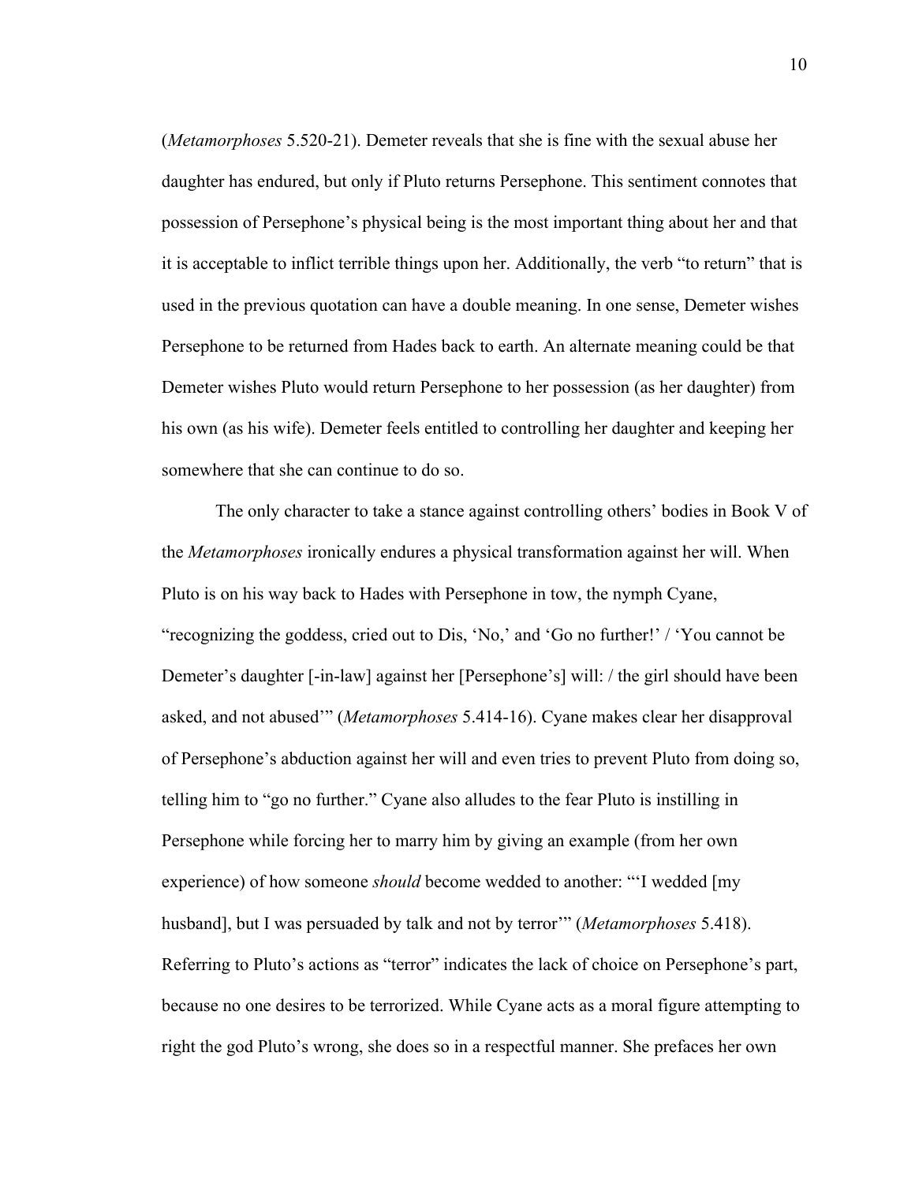(*Metamorphoses* 5.520-21). Demeter reveals that she is fine with the sexual abuse her daughter has endured, but only if Pluto returns Persephone. This sentiment connotes that possession of Persephone's physical being is the most important thing about her and that it is acceptable to inflict terrible things upon her. Additionally, the verb "to return" that is used in the previous quotation can have a double meaning. In one sense, Demeter wishes Persephone to be returned from Hades back to earth. An alternate meaning could be that Demeter wishes Pluto would return Persephone to her possession (as her daughter) from his own (as his wife). Demeter feels entitled to controlling her daughter and keeping her somewhere that she can continue to do so.

The only character to take a stance against controlling others' bodies in Book V of the *Metamorphoses* ironically endures a physical transformation against her will. When Pluto is on his way back to Hades with Persephone in tow, the nymph Cyane, "recognizing the goddess, cried out to Dis, 'No,' and 'Go no further!' / 'You cannot be Demeter's daughter [-in-law] against her [Persephone's] will: / the girl should have been asked, and not abused'" (*Metamorphoses* 5.414-16). Cyane makes clear her disapproval of Persephone's abduction against her will and even tries to prevent Pluto from doing so, telling him to "go no further." Cyane also alludes to the fear Pluto is instilling in Persephone while forcing her to marry him by giving an example (from her own experience) of how someone *should* become wedded to another: "'I wedded [my husband], but I was persuaded by talk and not by terror'" (*Metamorphoses* 5.418). Referring to Pluto's actions as "terror" indicates the lack of choice on Persephone's part, because no one desires to be terrorized. While Cyane acts as a moral figure attempting to right the god Pluto's wrong, she does so in a respectful manner. She prefaces her own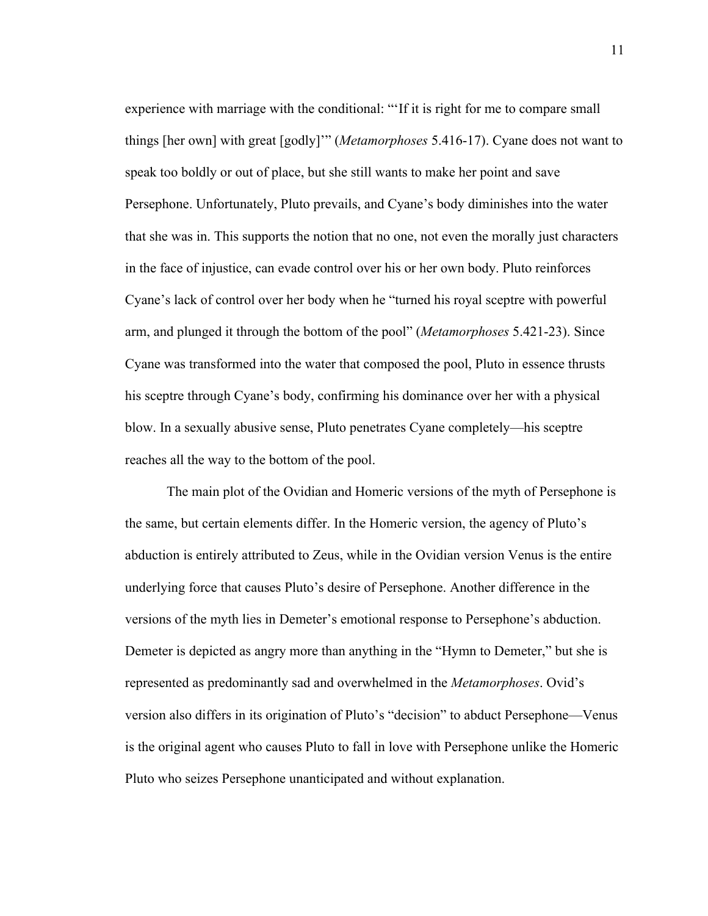experience with marriage with the conditional: "'If it is right for me to compare small things [her own] with great [godly]'" (*Metamorphoses* 5.416-17). Cyane does not want to speak too boldly or out of place, but she still wants to make her point and save Persephone. Unfortunately, Pluto prevails, and Cyane's body diminishes into the water that she was in. This supports the notion that no one, not even the morally just characters in the face of injustice, can evade control over his or her own body. Pluto reinforces Cyane's lack of control over her body when he "turned his royal sceptre with powerful arm, and plunged it through the bottom of the pool" (*Metamorphoses* 5.421-23). Since Cyane was transformed into the water that composed the pool, Pluto in essence thrusts his sceptre through Cyane's body, confirming his dominance over her with a physical blow. In a sexually abusive sense, Pluto penetrates Cyane completely—his sceptre reaches all the way to the bottom of the pool.

The main plot of the Ovidian and Homeric versions of the myth of Persephone is the same, but certain elements differ. In the Homeric version, the agency of Pluto's abduction is entirely attributed to Zeus, while in the Ovidian version Venus is the entire underlying force that causes Pluto's desire of Persephone. Another difference in the versions of the myth lies in Demeter's emotional response to Persephone's abduction. Demeter is depicted as angry more than anything in the "Hymn to Demeter," but she is represented as predominantly sad and overwhelmed in the *Metamorphoses*. Ovid's version also differs in its origination of Pluto's "decision" to abduct Persephone—Venus is the original agent who causes Pluto to fall in love with Persephone unlike the Homeric Pluto who seizes Persephone unanticipated and without explanation.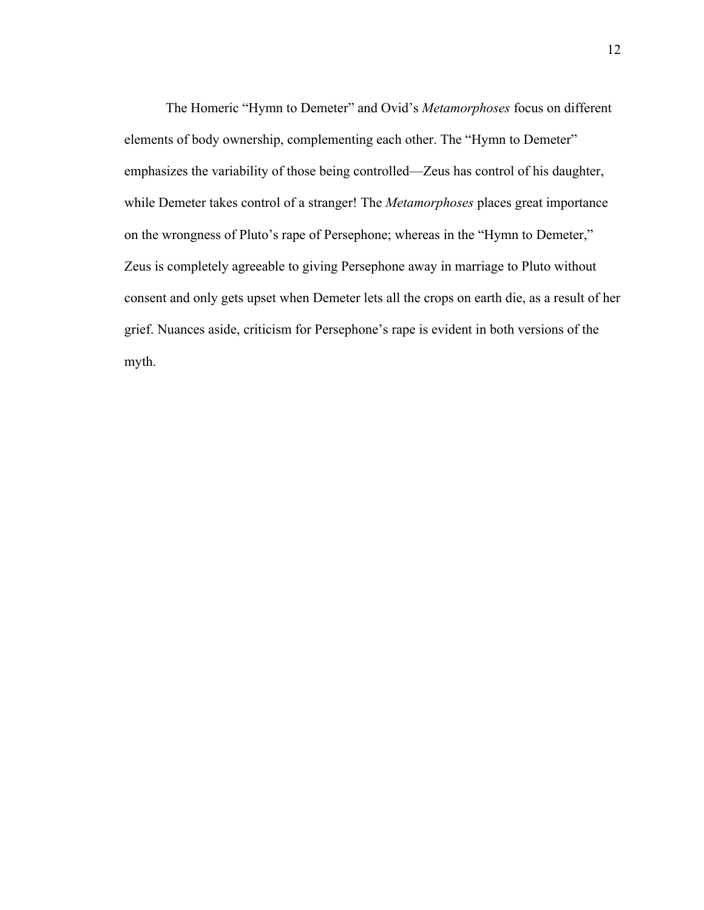The Homeric "Hymn to Demeter" and Ovid's *Metamorphoses* focus on different elements of body ownership, complementing each other. The "Hymn to Demeter" emphasizes the variability of those being controlled—Zeus has control of his daughter, while Demeter takes control of a stranger! The *Metamorphoses* places great importance on the wrongness of Pluto's rape of Persephone; whereas in the "Hymn to Demeter," Zeus is completely agreeable to giving Persephone away in marriage to Pluto without consent and only gets upset when Demeter lets all the crops on earth die, as a result of her grief. Nuances aside, criticism for Persephone's rape is evident in both versions of the myth.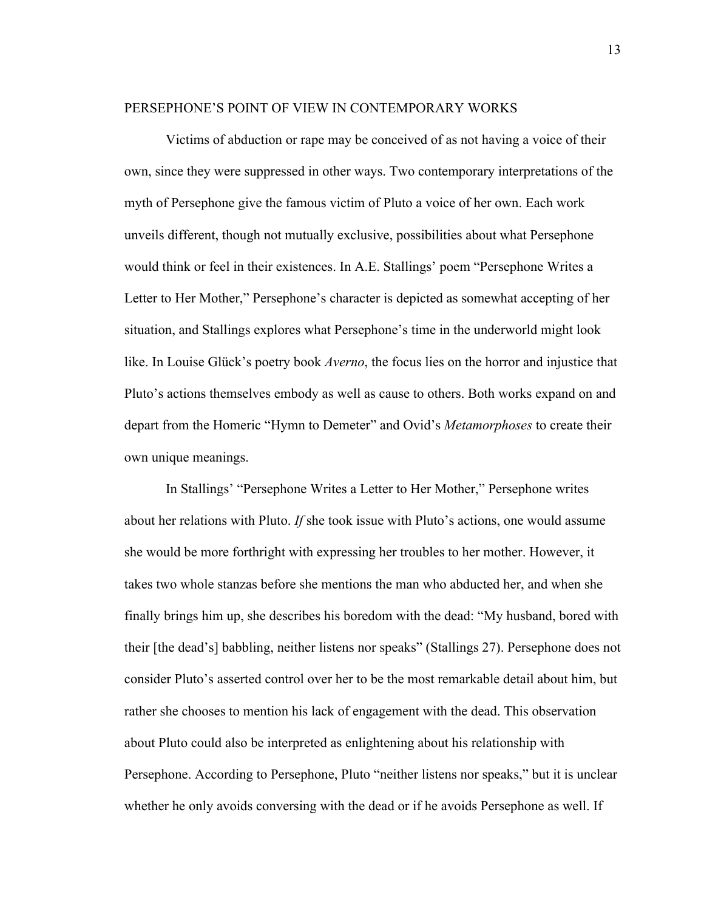## PERSEPHONE'S POINT OF VIEW IN CONTEMPORARY WORKS

Victims of abduction or rape may be conceived of as not having a voice of their own, since they were suppressed in other ways. Two contemporary interpretations of the myth of Persephone give the famous victim of Pluto a voice of her own. Each work unveils different, though not mutually exclusive, possibilities about what Persephone would think or feel in their existences. In A.E. Stallings' poem "Persephone Writes a Letter to Her Mother," Persephone's character is depicted as somewhat accepting of her situation, and Stallings explores what Persephone's time in the underworld might look like. In Louise Glück's poetry book *Averno*, the focus lies on the horror and injustice that Pluto's actions themselves embody as well as cause to others. Both works expand on and depart from the Homeric "Hymn to Demeter" and Ovid's *Metamorphoses* to create their own unique meanings.

In Stallings' "Persephone Writes a Letter to Her Mother," Persephone writes about her relations with Pluto. *If* she took issue with Pluto's actions, one would assume she would be more forthright with expressing her troubles to her mother. However, it takes two whole stanzas before she mentions the man who abducted her, and when she finally brings him up, she describes his boredom with the dead: "My husband, bored with their [the dead's] babbling, neither listens nor speaks" (Stallings 27). Persephone does not consider Pluto's asserted control over her to be the most remarkable detail about him, but rather she chooses to mention his lack of engagement with the dead. This observation about Pluto could also be interpreted as enlightening about his relationship with Persephone. According to Persephone, Pluto "neither listens nor speaks," but it is unclear whether he only avoids conversing with the dead or if he avoids Persephone as well. If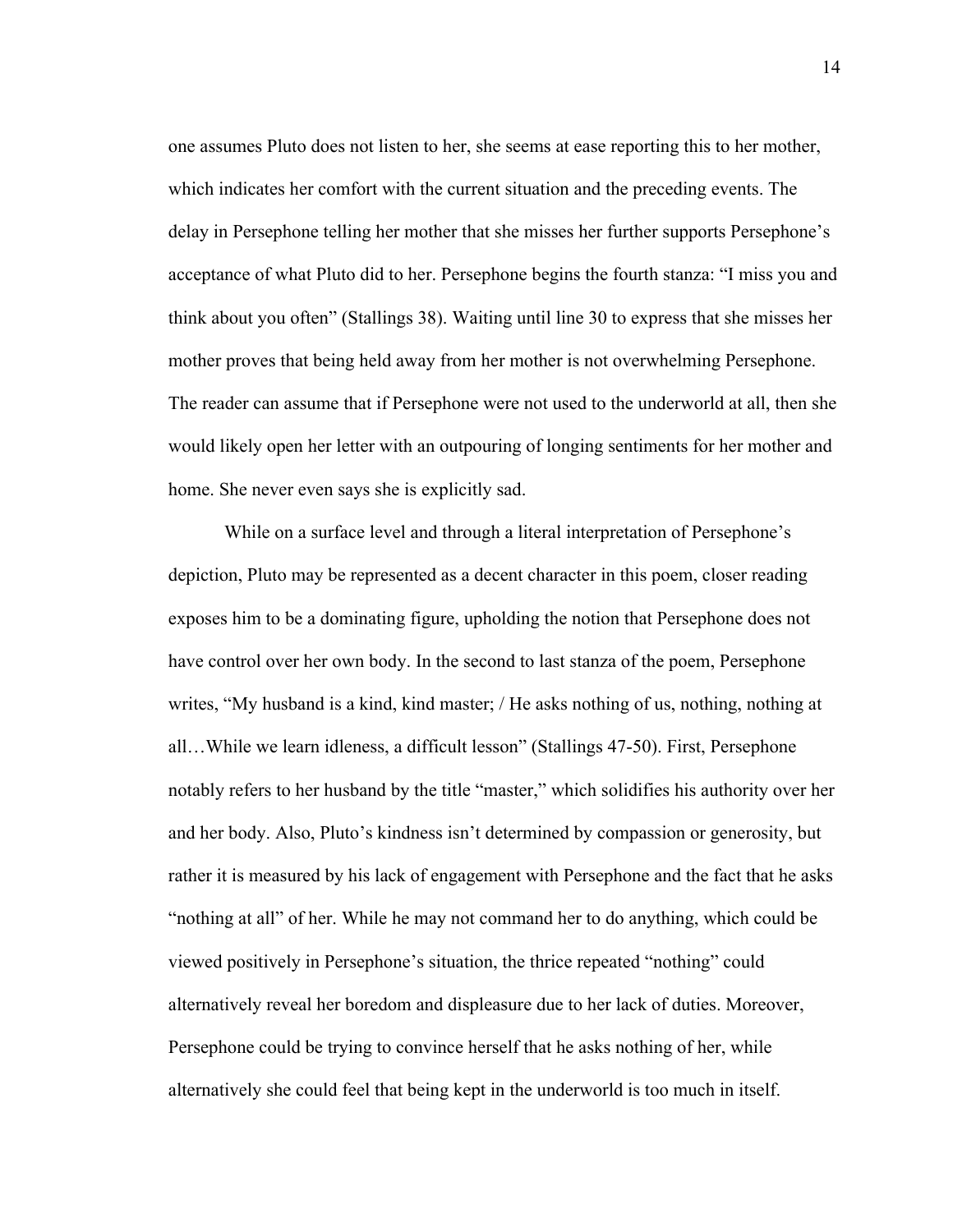one assumes Pluto does not listen to her, she seems at ease reporting this to her mother, which indicates her comfort with the current situation and the preceding events. The delay in Persephone telling her mother that she misses her further supports Persephone's acceptance of what Pluto did to her. Persephone begins the fourth stanza: "I miss you and think about you often" (Stallings 38). Waiting until line 30 to express that she misses her mother proves that being held away from her mother is not overwhelming Persephone. The reader can assume that if Persephone were not used to the underworld at all, then she would likely open her letter with an outpouring of longing sentiments for her mother and home. She never even says she is explicitly sad.

While on a surface level and through a literal interpretation of Persephone's depiction, Pluto may be represented as a decent character in this poem, closer reading exposes him to be a dominating figure, upholding the notion that Persephone does not have control over her own body. In the second to last stanza of the poem, Persephone writes, "My husband is a kind, kind master; / He asks nothing of us, nothing, nothing at all…While we learn idleness, a difficult lesson" (Stallings 47-50). First, Persephone notably refers to her husband by the title "master," which solidifies his authority over her and her body. Also, Pluto's kindness isn't determined by compassion or generosity, but rather it is measured by his lack of engagement with Persephone and the fact that he asks "nothing at all" of her. While he may not command her to do anything, which could be viewed positively in Persephone's situation, the thrice repeated "nothing" could alternatively reveal her boredom and displeasure due to her lack of duties. Moreover, Persephone could be trying to convince herself that he asks nothing of her, while alternatively she could feel that being kept in the underworld is too much in itself.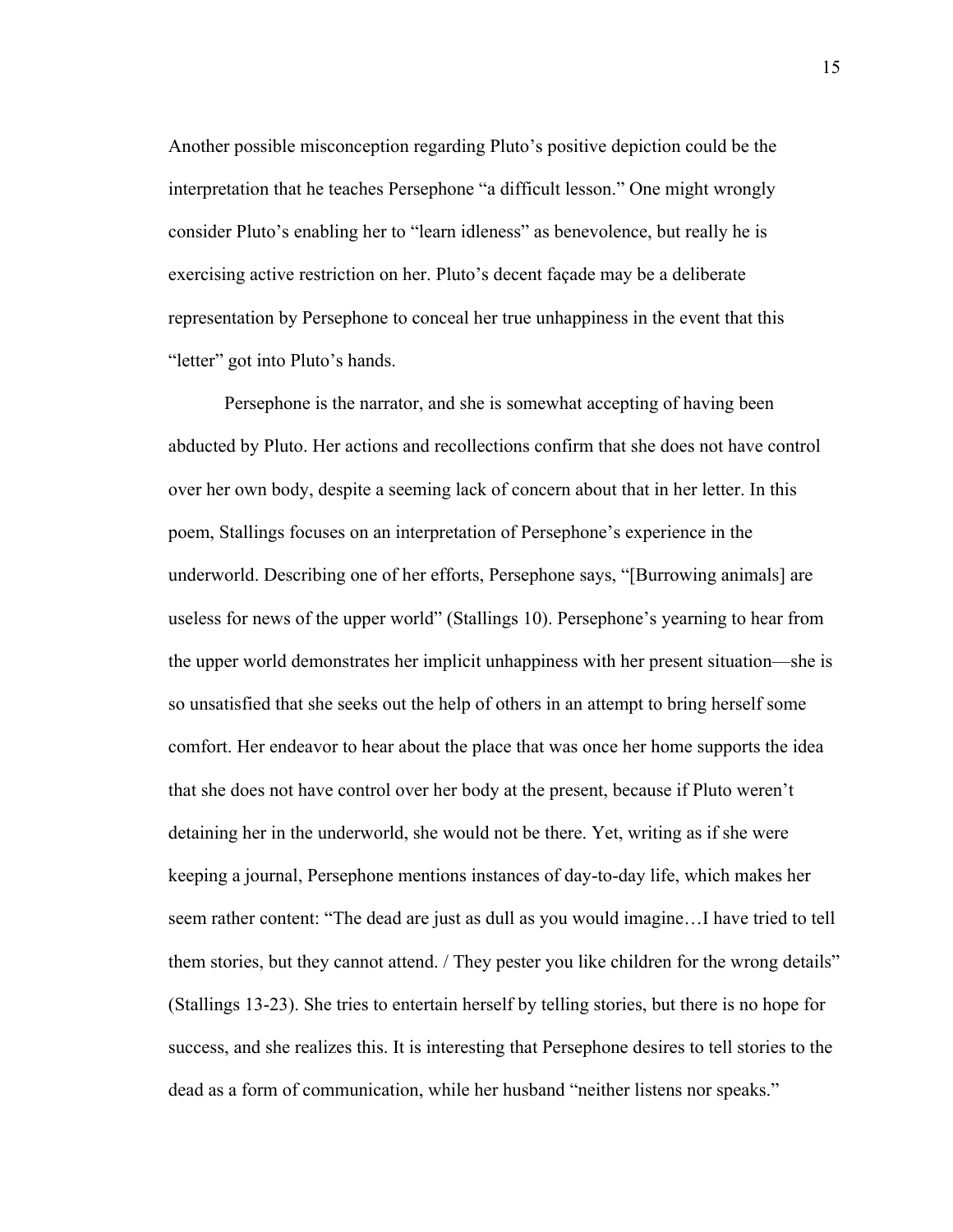Another possible misconception regarding Pluto's positive depiction could be the interpretation that he teaches Persephone "a difficult lesson." One might wrongly consider Pluto's enabling her to "learn idleness" as benevolence, but really he is exercising active restriction on her. Pluto's decent façade may be a deliberate representation by Persephone to conceal her true unhappiness in the event that this "letter" got into Pluto's hands.

Persephone is the narrator, and she is somewhat accepting of having been abducted by Pluto. Her actions and recollections confirm that she does not have control over her own body, despite a seeming lack of concern about that in her letter. In this poem, Stallings focuses on an interpretation of Persephone's experience in the underworld. Describing one of her efforts, Persephone says, "[Burrowing animals] are useless for news of the upper world" (Stallings 10). Persephone's yearning to hear from the upper world demonstrates her implicit unhappiness with her present situation—she is so unsatisfied that she seeks out the help of others in an attempt to bring herself some comfort. Her endeavor to hear about the place that was once her home supports the idea that she does not have control over her body at the present, because if Pluto weren't detaining her in the underworld, she would not be there. Yet, writing as if she were keeping a journal, Persephone mentions instances of day-to-day life, which makes her seem rather content: "The dead are just as dull as you would imagine…I have tried to tell them stories, but they cannot attend. / They pester you like children for the wrong details" (Stallings 13-23). She tries to entertain herself by telling stories, but there is no hope for success, and she realizes this. It is interesting that Persephone desires to tell stories to the dead as a form of communication, while her husband "neither listens nor speaks."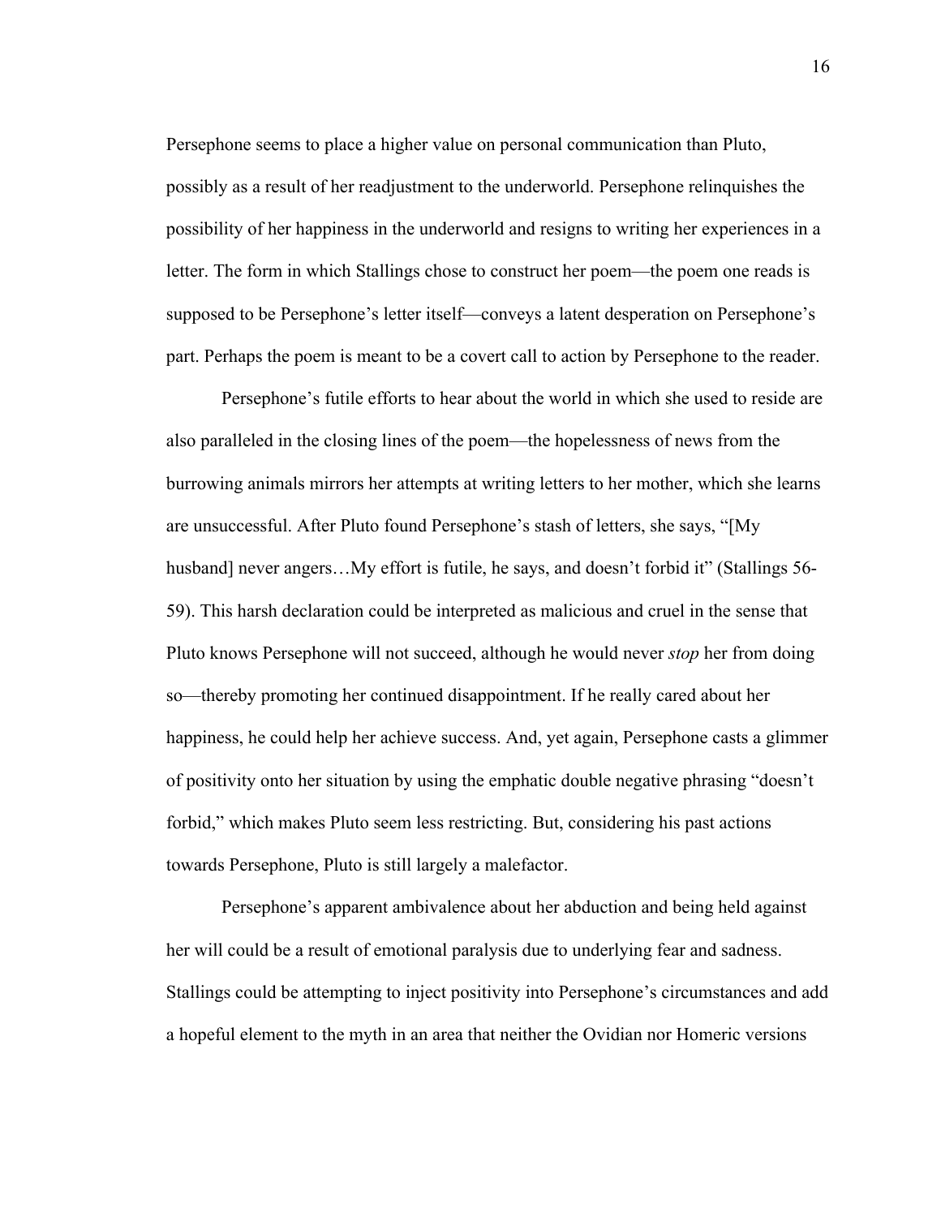Persephone seems to place a higher value on personal communication than Pluto, possibly as a result of her readjustment to the underworld. Persephone relinquishes the possibility of her happiness in the underworld and resigns to writing her experiences in a letter. The form in which Stallings chose to construct her poem—the poem one reads is supposed to be Persephone's letter itself—conveys a latent desperation on Persephone's part. Perhaps the poem is meant to be a covert call to action by Persephone to the reader.

Persephone's futile efforts to hear about the world in which she used to reside are also paralleled in the closing lines of the poem—the hopelessness of news from the burrowing animals mirrors her attempts at writing letters to her mother, which she learns are unsuccessful. After Pluto found Persephone's stash of letters, she says, "[My husband] never angers…My effort is futile, he says, and doesn't forbid it" (Stallings 56-59). This harsh declaration could be interpreted as malicious and cruel in the sense that Pluto knows Persephone will not succeed, although he would never *stop* her from doing so—thereby promoting her continued disappointment. If he really cared about her happiness, he could help her achieve success. And, yet again, Persephone casts a glimmer of positivity onto her situation by using the emphatic double negative phrasing "doesn't forbid," which makes Pluto seem less restricting. But, considering his past actions towards Persephone, Pluto is still largely a malefactor.

Persephone's apparent ambivalence about her abduction and being held against her will could be a result of emotional paralysis due to underlying fear and sadness. Stallings could be attempting to inject positivity into Persephone's circumstances and add a hopeful element to the myth in an area that neither the Ovidian nor Homeric versions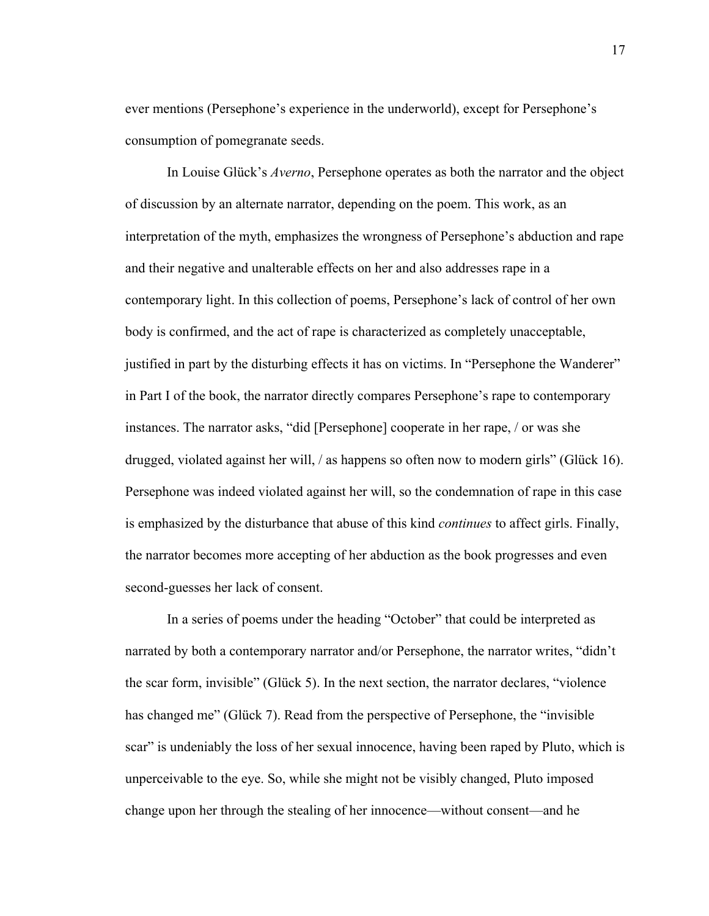ever mentions (Persephone's experience in the underworld), except for Persephone's consumption of pomegranate seeds.

In Louise Glück's *Averno*, Persephone operates as both the narrator and the object of discussion by an alternate narrator, depending on the poem. This work, as an interpretation of the myth, emphasizes the wrongness of Persephone's abduction and rape and their negative and unalterable effects on her and also addresses rape in a contemporary light. In this collection of poems, Persephone's lack of control of her own body is confirmed, and the act of rape is characterized as completely unacceptable, justified in part by the disturbing effects it has on victims. In "Persephone the Wanderer" in Part I of the book, the narrator directly compares Persephone's rape to contemporary instances. The narrator asks, "did [Persephone] cooperate in her rape, / or was she drugged, violated against her will, / as happens so often now to modern girls" (Glück 16). Persephone was indeed violated against her will, so the condemnation of rape in this case is emphasized by the disturbance that abuse of this kind *continues* to affect girls. Finally, the narrator becomes more accepting of her abduction as the book progresses and even second-guesses her lack of consent.

In a series of poems under the heading "October" that could be interpreted as narrated by both a contemporary narrator and/or Persephone, the narrator writes, "didn't the scar form, invisible" (Glück 5). In the next section, the narrator declares, "violence has changed me" (Glück 7). Read from the perspective of Persephone, the "invisible scar" is undeniably the loss of her sexual innocence, having been raped by Pluto, which is unperceivable to the eye. So, while she might not be visibly changed, Pluto imposed change upon her through the stealing of her innocence—without consent—and he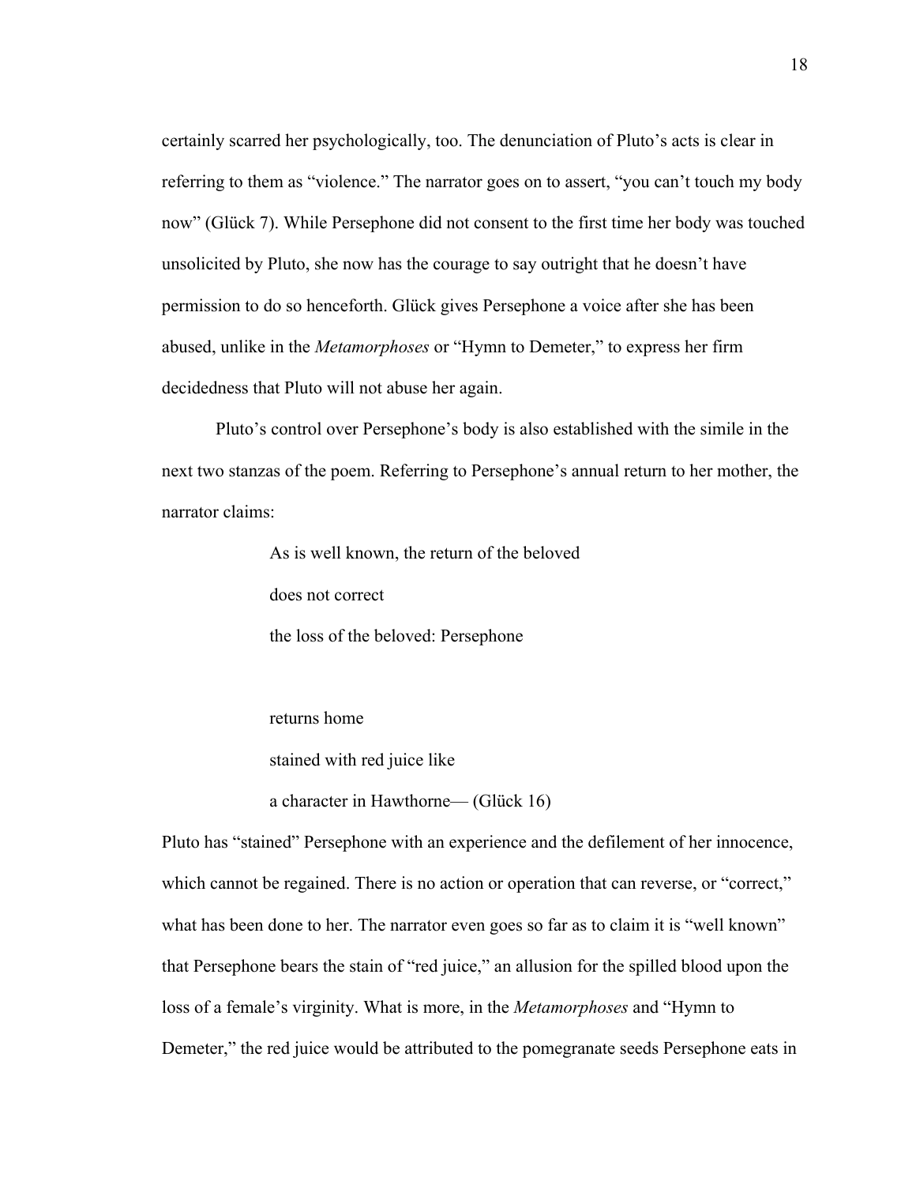certainly scarred her psychologically, too. The denunciation of Pluto's acts is clear in referring to them as "violence." The narrator goes on to assert, "you can't touch my body now" (Glück 7). While Persephone did not consent to the first time her body was touched unsolicited by Pluto, she now has the courage to say outright that he doesn't have permission to do so henceforth. Glück gives Persephone a voice after she has been abused, unlike in the *Metamorphoses* or "Hymn to Demeter," to express her firm decidedness that Pluto will not abuse her again.

Pluto's control over Persephone's body is also established with the simile in the next two stanzas of the poem. Referring to Persephone's annual return to her mother, the narrator claims:

> As is well known, the return of the beloved
>
> does not correct
>
> the loss of the beloved: Persephone
>
> returns home
>
> stained with red juice like
>
> a character in Hawthorne— (Glück 16)

Pluto has "stained" Persephone with an experience and the defilement of her innocence, which cannot be regained. There is no action or operation that can reverse, or "correct," what has been done to her. The narrator even goes so far as to claim it is "well known" that Persephone bears the stain of "red juice," an allusion for the spilled blood upon the loss of a female's virginity. What is more, in the *Metamorphoses* and "Hymn to Demeter," the red juice would be attributed to the pomegranate seeds Persephone eats in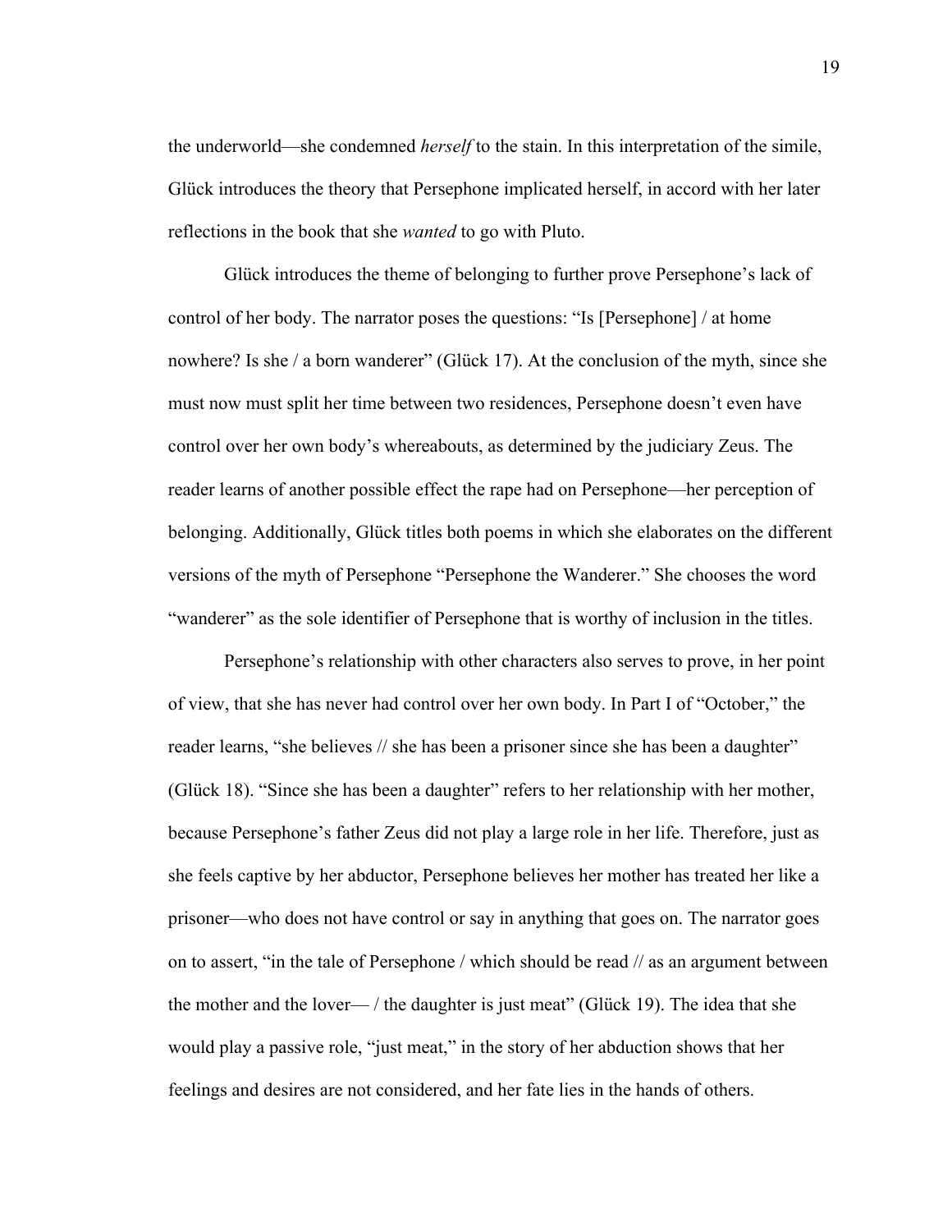the underworld—she condemned *herself* to the stain. In this interpretation of the simile, Glück introduces the theory that Persephone implicated herself, in accord with her later reflections in the book that she *wanted* to go with Pluto.

Glück introduces the theme of belonging to further prove Persephone's lack of control of her body. The narrator poses the questions: "Is [Persephone] / at home nowhere? Is she / a born wanderer" (Glück 17). At the conclusion of the myth, since she must now must split her time between two residences, Persephone doesn't even have control over her own body's whereabouts, as determined by the judiciary Zeus. The reader learns of another possible effect the rape had on Persephone—her perception of belonging. Additionally, Glück titles both poems in which she elaborates on the different versions of the myth of Persephone "Persephone the Wanderer." She chooses the word "wanderer" as the sole identifier of Persephone that is worthy of inclusion in the titles.

Persephone's relationship with other characters also serves to prove, in her point of view, that she has never had control over her own body. In Part I of "October," the reader learns, "she believes // she has been a prisoner since she has been a daughter" (Glück 18). "Since she has been a daughter" refers to her relationship with her mother, because Persephone's father Zeus did not play a large role in her life. Therefore, just as she feels captive by her abductor, Persephone believes her mother has treated her like a prisoner—who does not have control or say in anything that goes on. The narrator goes on to assert, "in the tale of Persephone / which should be read // as an argument between the mother and the lover— / the daughter is just meat" (Glück 19). The idea that she would play a passive role, "just meat," in the story of her abduction shows that her feelings and desires are not considered, and her fate lies in the hands of others.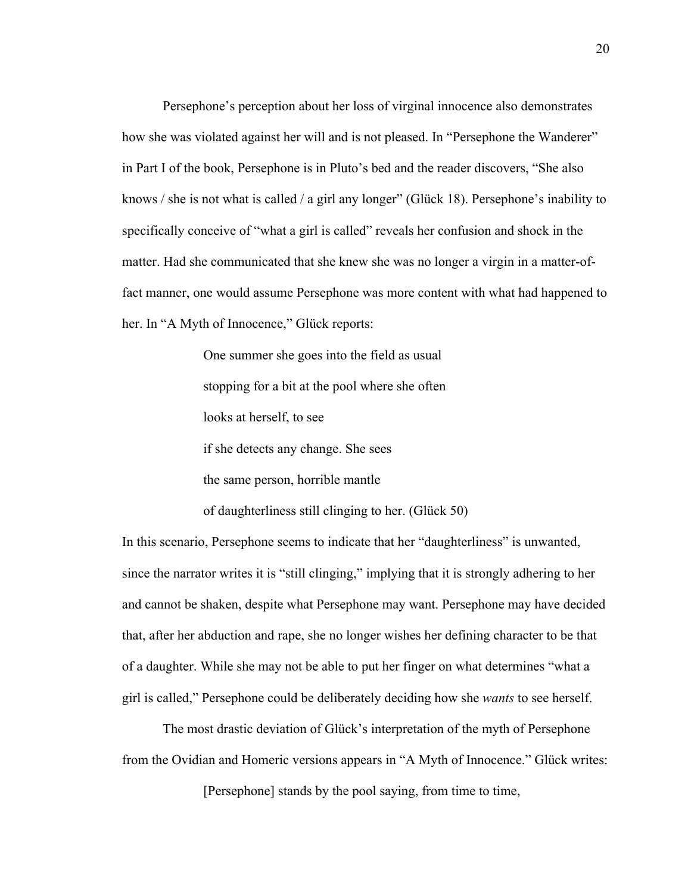Persephone's perception about her loss of virginal innocence also demonstrates how she was violated against her will and is not pleased. In "Persephone the Wanderer" in Part I of the book, Persephone is in Pluto's bed and the reader discovers, "She also knows / she is not what is called / a girl any longer" (Glück 18). Persephone's inability to specifically conceive of "what a girl is called" reveals her confusion and shock in the matter. Had she communicated that she knew she was no longer a virgin in a matter-of-fact manner, one would assume Persephone was more content with what had happened to her. In "A Myth of Innocence," Glück reports:

> One summer she goes into the field as usual
>
> stopping for a bit at the pool where she often
>
> looks at herself, to see
>
> if she detects any change. She sees
>
> the same person, horrible mantle
>
> of daughterliness still clinging to her. (Glück 50)

In this scenario, Persephone seems to indicate that her "daughterliness" is unwanted, since the narrator writes it is "still clinging," implying that it is strongly adhering to her and cannot be shaken, despite what Persephone may want. Persephone may have decided that, after her abduction and rape, she no longer wishes her defining character to be that of a daughter. While she may not be able to put her finger on what determines "what a girl is called," Persephone could be deliberately deciding how she *wants* to see herself.

The most drastic deviation of Glück's interpretation of the myth of Persephone from the Ovidian and Homeric versions appears in "A Myth of Innocence." Glück writes:

> [Persephone] stands by the pool saying, from time to time,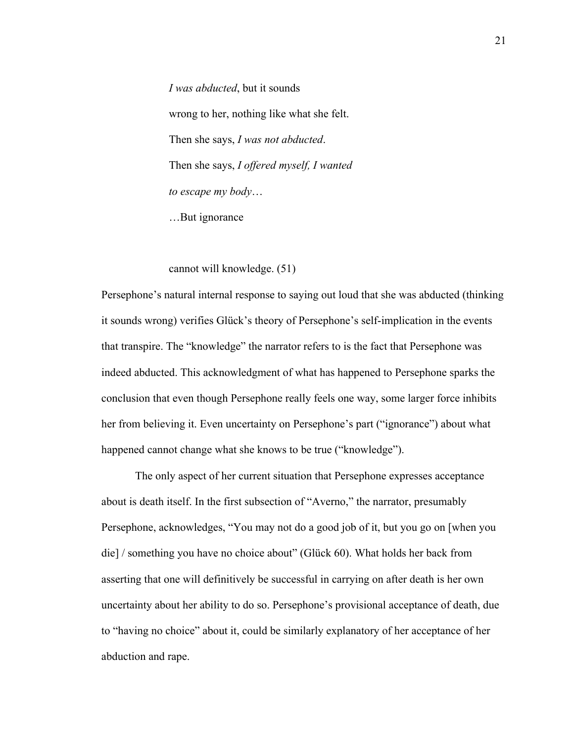> *I was abducted*, but it sounds
>
> wrong to her, nothing like what she felt.
>
> Then she says, *I was not abducted*.
>
> Then she says, *I offered myself, I wanted*
>
> *to escape my body*…
>
> …But ignorance
>
> cannot will knowledge. (51)

Persephone's natural internal response to saying out loud that she was abducted (thinking it sounds wrong) verifies Glück's theory of Persephone's self-implication in the events that transpire. The "knowledge" the narrator refers to is the fact that Persephone was indeed abducted. This acknowledgment of what has happened to Persephone sparks the conclusion that even though Persephone really feels one way, some larger force inhibits her from believing it. Even uncertainty on Persephone's part ("ignorance") about what happened cannot change what she knows to be true ("knowledge").

The only aspect of her current situation that Persephone expresses acceptance about is death itself. In the first subsection of "Averno," the narrator, presumably Persephone, acknowledges, "You may not do a good job of it, but you go on [when you die] / something you have no choice about" (Glück 60). What holds her back from asserting that one will definitively be successful in carrying on after death is her own uncertainty about her ability to do so. Persephone's provisional acceptance of death, due to "having no choice" about it, could be similarly explanatory of her acceptance of her abduction and rape.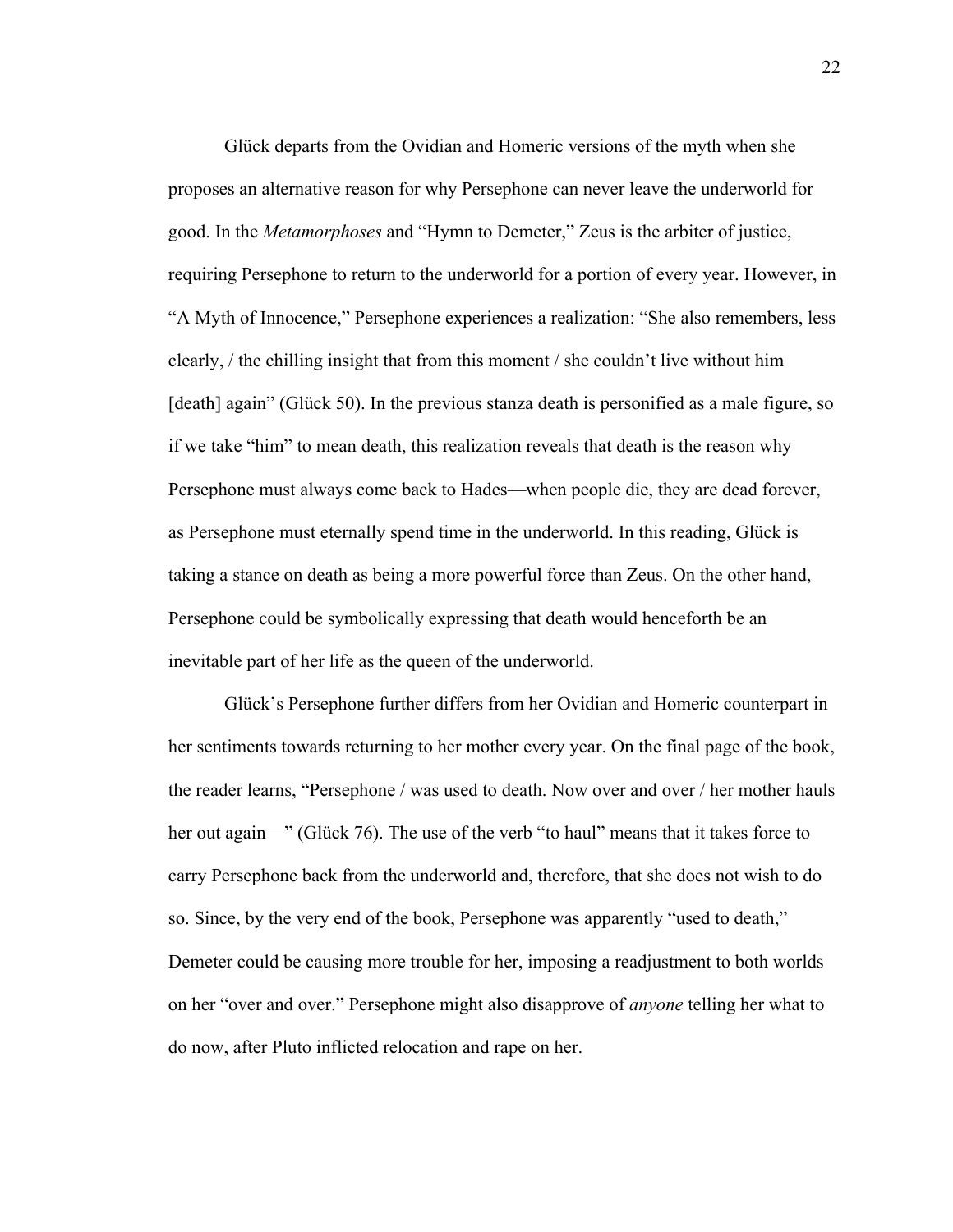Glück departs from the Ovidian and Homeric versions of the myth when she proposes an alternative reason for why Persephone can never leave the underworld for good. In the *Metamorphoses* and "Hymn to Demeter," Zeus is the arbiter of justice, requiring Persephone to return to the underworld for a portion of every year. However, in "A Myth of Innocence," Persephone experiences a realization: "She also remembers, less clearly, / the chilling insight that from this moment / she couldn't live without him [death] again" (Glück 50). In the previous stanza death is personified as a male figure, so if we take "him" to mean death, this realization reveals that death is the reason why Persephone must always come back to Hades—when people die, they are dead forever, as Persephone must eternally spend time in the underworld. In this reading, Glück is taking a stance on death as being a more powerful force than Zeus. On the other hand, Persephone could be symbolically expressing that death would henceforth be an inevitable part of her life as the queen of the underworld.

Glück's Persephone further differs from her Ovidian and Homeric counterpart in her sentiments towards returning to her mother every year. On the final page of the book, the reader learns, "Persephone / was used to death. Now over and over / her mother hauls her out again—" (Glück 76). The use of the verb "to haul" means that it takes force to carry Persephone back from the underworld and, therefore, that she does not wish to do so. Since, by the very end of the book, Persephone was apparently "used to death," Demeter could be causing more trouble for her, imposing a readjustment to both worlds on her "over and over." Persephone might also disapprove of *anyone* telling her what to do now, after Pluto inflicted relocation and rape on her.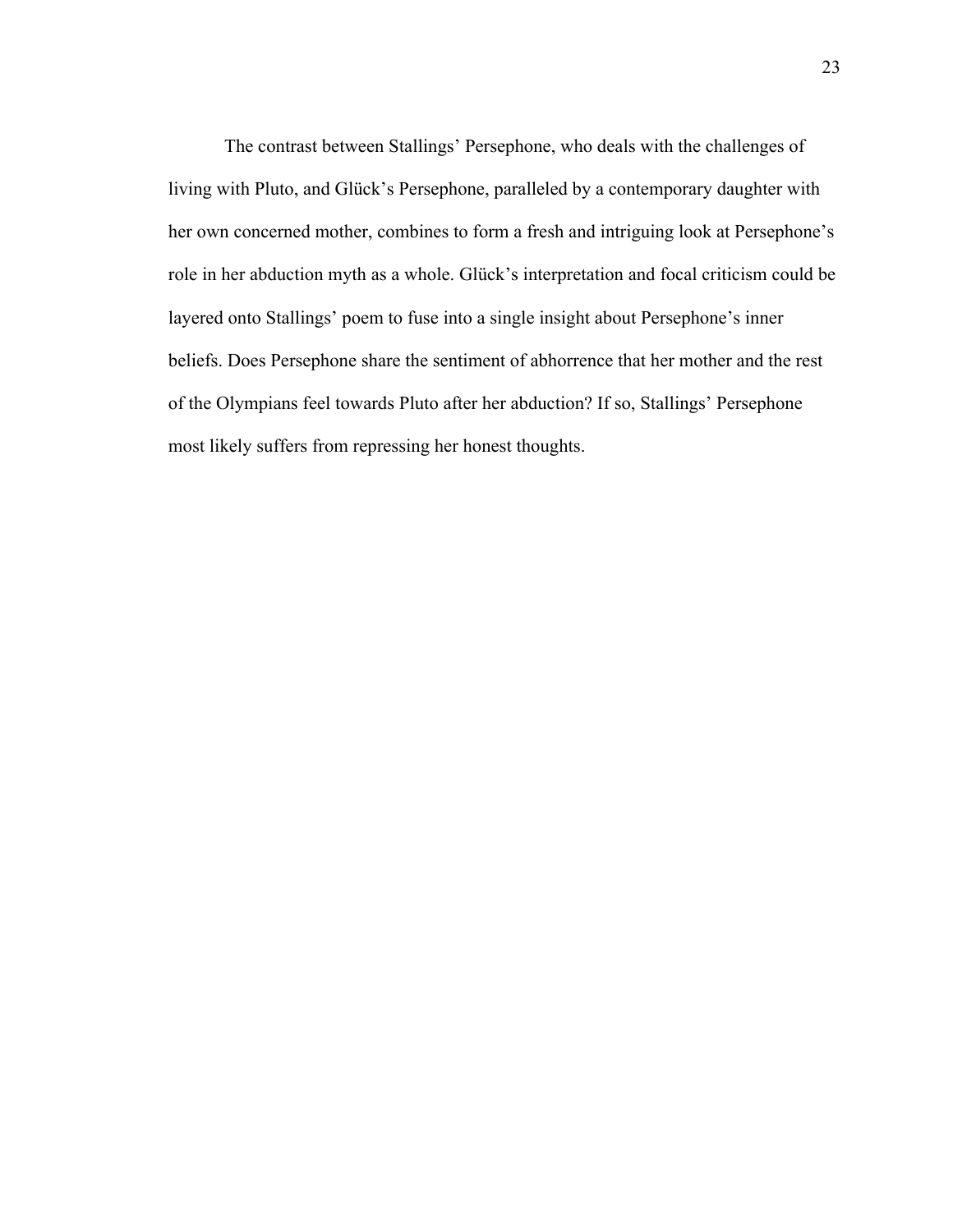The contrast between Stallings' Persephone, who deals with the challenges of living with Pluto, and Glück's Persephone, paralleled by a contemporary daughter with her own concerned mother, combines to form a fresh and intriguing look at Persephone's role in her abduction myth as a whole. Glück's interpretation and focal criticism could be layered onto Stallings' poem to fuse into a single insight about Persephone's inner beliefs. Does Persephone share the sentiment of abhorrence that her mother and the rest of the Olympians feel towards Pluto after her abduction? If so, Stallings' Persephone most likely suffers from repressing her honest thoughts.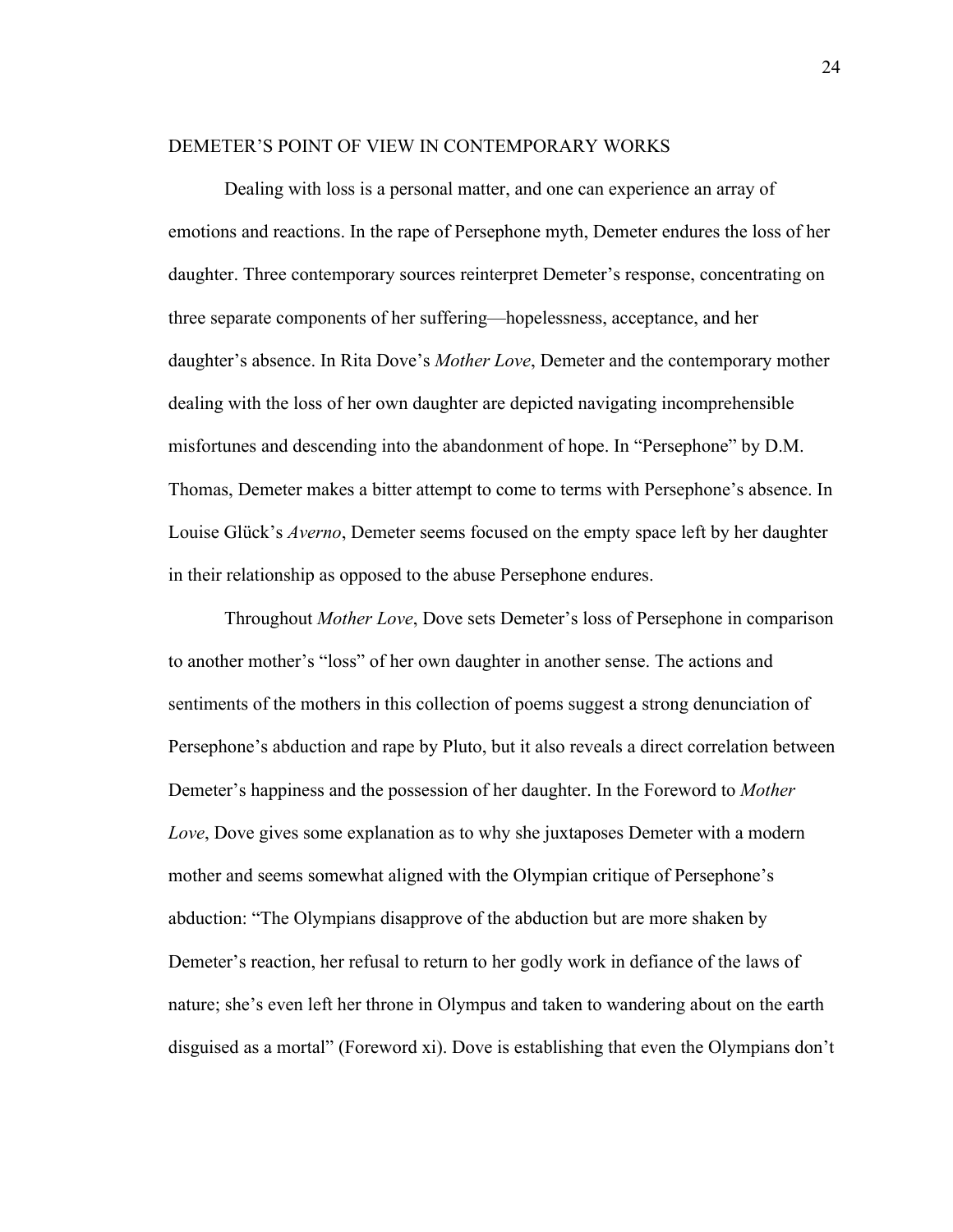## DEMETER'S POINT OF VIEW IN CONTEMPORARY WORKS

Dealing with loss is a personal matter, and one can experience an array of emotions and reactions. In the rape of Persephone myth, Demeter endures the loss of her daughter. Three contemporary sources reinterpret Demeter's response, concentrating on three separate components of her suffering—hopelessness, acceptance, and her daughter's absence. In Rita Dove's *Mother Love*, Demeter and the contemporary mother dealing with the loss of her own daughter are depicted navigating incomprehensible misfortunes and descending into the abandonment of hope. In "Persephone" by D.M. Thomas, Demeter makes a bitter attempt to come to terms with Persephone's absence. In Louise Glück's *Averno*, Demeter seems focused on the empty space left by her daughter in their relationship as opposed to the abuse Persephone endures.

Throughout *Mother Love*, Dove sets Demeter's loss of Persephone in comparison to another mother's "loss" of her own daughter in another sense. The actions and sentiments of the mothers in this collection of poems suggest a strong denunciation of Persephone's abduction and rape by Pluto, but it also reveals a direct correlation between Demeter's happiness and the possession of her daughter. In the Foreword to *Mother Love*, Dove gives some explanation as to why she juxtaposes Demeter with a modern mother and seems somewhat aligned with the Olympian critique of Persephone's abduction: "The Olympians disapprove of the abduction but are more shaken by Demeter's reaction, her refusal to return to her godly work in defiance of the laws of nature; she's even left her throne in Olympus and taken to wandering about on the earth disguised as a mortal" (Foreword xi). Dove is establishing that even the Olympians don't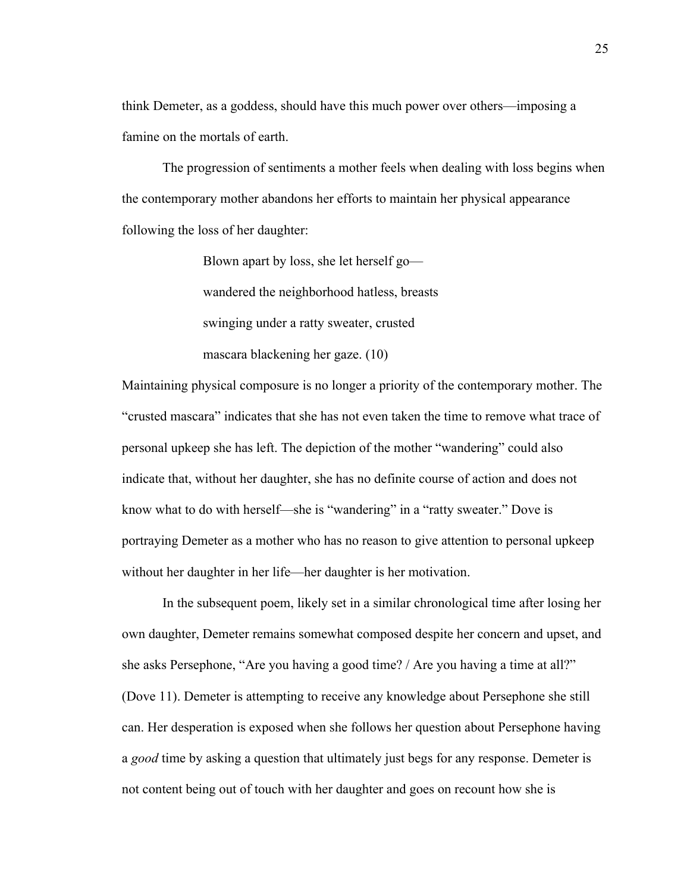think Demeter, as a goddess, should have this much power over others—imposing a famine on the mortals of earth.

The progression of sentiments a mother feels when dealing with loss begins when the contemporary mother abandons her efforts to maintain her physical appearance following the loss of her daughter:

> Blown apart by loss, she let herself go—
> wandered the neighborhood hatless, breasts
> swinging under a ratty sweater, crusted
> mascara blackening her gaze. (10)

Maintaining physical composure is no longer a priority of the contemporary mother. The "crusted mascara" indicates that she has not even taken the time to remove what trace of personal upkeep she has left. The depiction of the mother "wandering" could also indicate that, without her daughter, she has no definite course of action and does not know what to do with herself—she is "wandering" in a "ratty sweater." Dove is portraying Demeter as a mother who has no reason to give attention to personal upkeep without her daughter in her life—her daughter is her motivation.

In the subsequent poem, likely set in a similar chronological time after losing her own daughter, Demeter remains somewhat composed despite her concern and upset, and she asks Persephone, "Are you having a good time? / Are you having a time at all?" (Dove 11). Demeter is attempting to receive any knowledge about Persephone she still can. Her desperation is exposed when she follows her question about Persephone having a *good* time by asking a question that ultimately just begs for any response. Demeter is not content being out of touch with her daughter and goes on recount how she is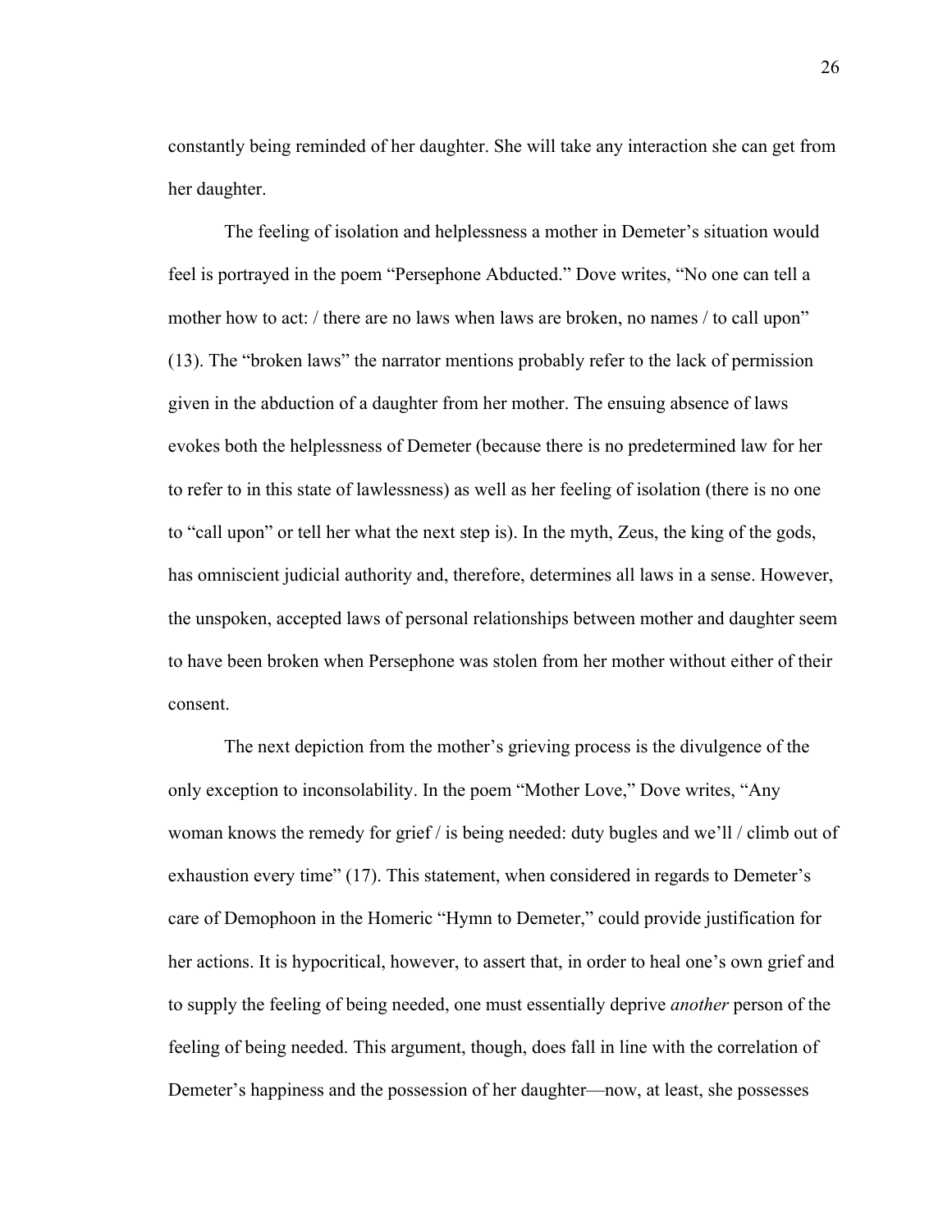constantly being reminded of her daughter. She will take any interaction she can get from her daughter.

The feeling of isolation and helplessness a mother in Demeter's situation would feel is portrayed in the poem "Persephone Abducted." Dove writes, "No one can tell a mother how to act: / there are no laws when laws are broken, no names / to call upon" (13). The "broken laws" the narrator mentions probably refer to the lack of permission given in the abduction of a daughter from her mother. The ensuing absence of laws evokes both the helplessness of Demeter (because there is no predetermined law for her to refer to in this state of lawlessness) as well as her feeling of isolation (there is no one to "call upon" or tell her what the next step is). In the myth, Zeus, the king of the gods, has omniscient judicial authority and, therefore, determines all laws in a sense. However, the unspoken, accepted laws of personal relationships between mother and daughter seem to have been broken when Persephone was stolen from her mother without either of their consent.

The next depiction from the mother's grieving process is the divulgence of the only exception to inconsolability. In the poem "Mother Love," Dove writes, "Any woman knows the remedy for grief / is being needed: duty bugles and we'll / climb out of exhaustion every time" (17). This statement, when considered in regards to Demeter's care of Demophoon in the Homeric "Hymn to Demeter," could provide justification for her actions. It is hypocritical, however, to assert that, in order to heal one's own grief and to supply the feeling of being needed, one must essentially deprive *another* person of the feeling of being needed. This argument, though, does fall in line with the correlation of Demeter's happiness and the possession of her daughter—now, at least, she possesses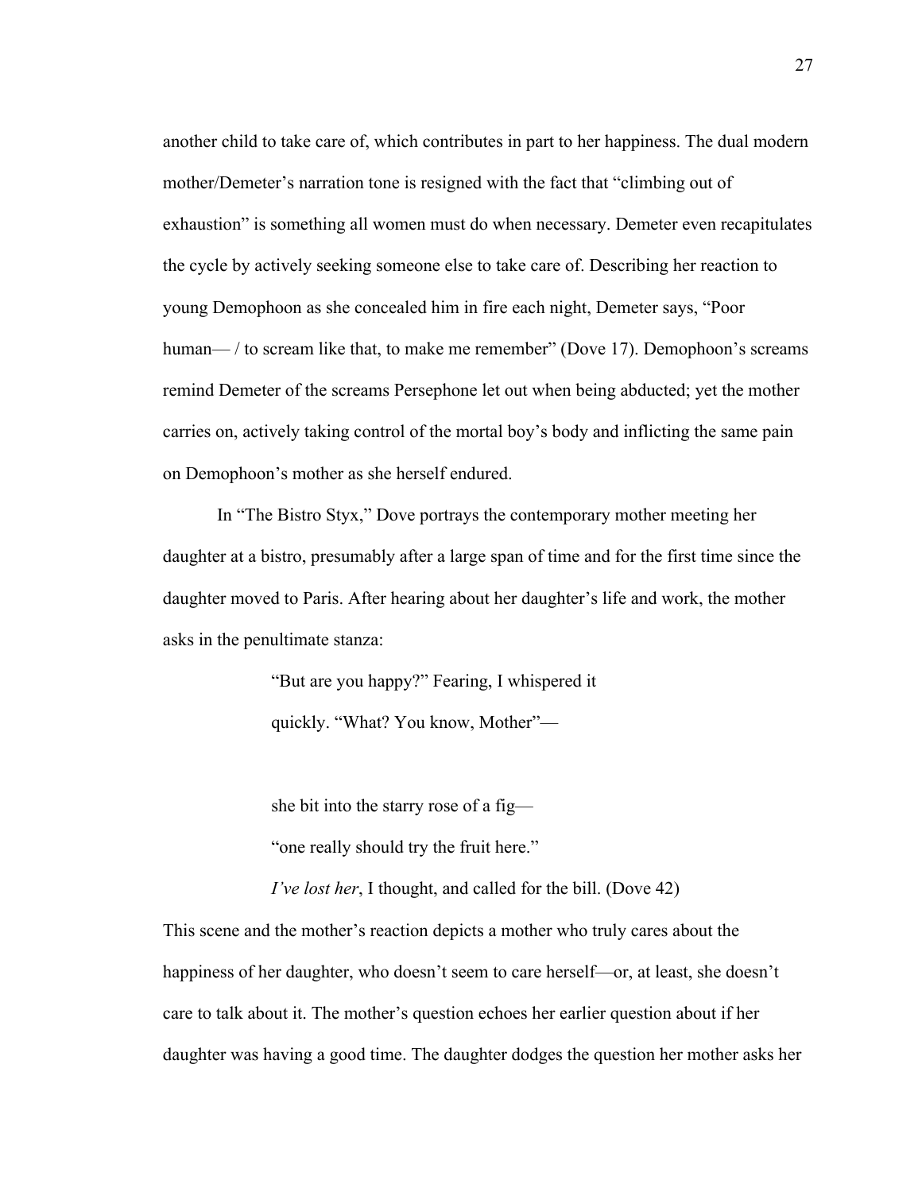another child to take care of, which contributes in part to her happiness. The dual modern mother/Demeter's narration tone is resigned with the fact that "climbing out of exhaustion" is something all women must do when necessary. Demeter even recapitulates the cycle by actively seeking someone else to take care of. Describing her reaction to young Demophoon as she concealed him in fire each night, Demeter says, "Poor human— / to scream like that, to make me remember" (Dove 17). Demophoon's screams remind Demeter of the screams Persephone let out when being abducted; yet the mother carries on, actively taking control of the mortal boy's body and inflicting the same pain on Demophoon's mother as she herself endured.

In "The Bistro Styx," Dove portrays the contemporary mother meeting her daughter at a bistro, presumably after a large span of time and for the first time since the daughter moved to Paris. After hearing about her daughter's life and work, the mother asks in the penultimate stanza:

> "But are you happy?" Fearing, I whispered it
> quickly. "What? You know, Mother"—
>
> she bit into the starry rose of a fig—
> "one really should try the fruit here."
> *I've lost her*, I thought, and called for the bill. (Dove 42)

This scene and the mother's reaction depicts a mother who truly cares about the happiness of her daughter, who doesn't seem to care herself—or, at least, she doesn't care to talk about it. The mother's question echoes her earlier question about if her daughter was having a good time. The daughter dodges the question her mother asks her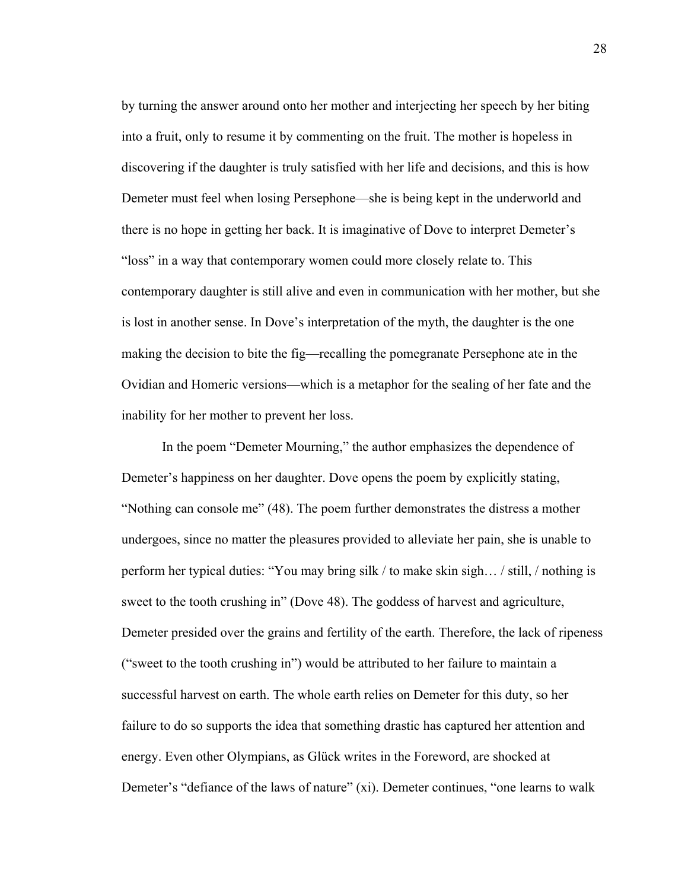by turning the answer around onto her mother and interjecting her speech by her biting into a fruit, only to resume it by commenting on the fruit. The mother is hopeless in discovering if the daughter is truly satisfied with her life and decisions, and this is how Demeter must feel when losing Persephone—she is being kept in the underworld and there is no hope in getting her back. It is imaginative of Dove to interpret Demeter's "loss" in a way that contemporary women could more closely relate to. This contemporary daughter is still alive and even in communication with her mother, but she is lost in another sense. In Dove's interpretation of the myth, the daughter is the one making the decision to bite the fig—recalling the pomegranate Persephone ate in the Ovidian and Homeric versions—which is a metaphor for the sealing of her fate and the inability for her mother to prevent her loss.

In the poem "Demeter Mourning," the author emphasizes the dependence of Demeter's happiness on her daughter. Dove opens the poem by explicitly stating, "Nothing can console me" (48). The poem further demonstrates the distress a mother undergoes, since no matter the pleasures provided to alleviate her pain, she is unable to perform her typical duties: "You may bring silk / to make skin sigh… / still, / nothing is sweet to the tooth crushing in" (Dove 48). The goddess of harvest and agriculture, Demeter presided over the grains and fertility of the earth. Therefore, the lack of ripeness ("sweet to the tooth crushing in") would be attributed to her failure to maintain a successful harvest on earth. The whole earth relies on Demeter for this duty, so her failure to do so supports the idea that something drastic has captured her attention and energy. Even other Olympians, as Glück writes in the Foreword, are shocked at Demeter's "defiance of the laws of nature" (xi). Demeter continues, "one learns to walk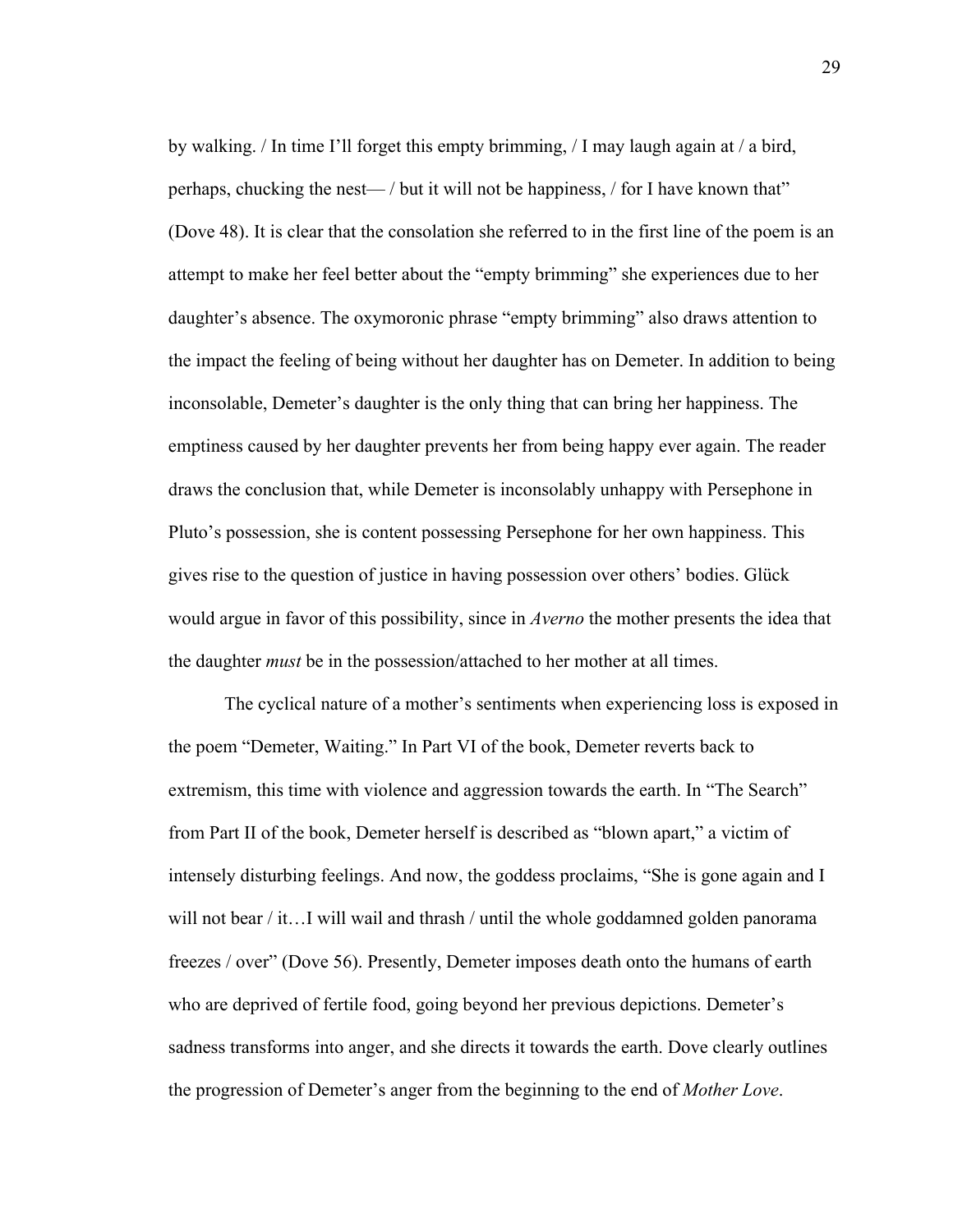by walking. / In time I'll forget this empty brimming, / I may laugh again at / a bird, perhaps, chucking the nest— / but it will not be happiness, / for I have known that" (Dove 48). It is clear that the consolation she referred to in the first line of the poem is an attempt to make her feel better about the "empty brimming" she experiences due to her daughter's absence. The oxymoronic phrase "empty brimming" also draws attention to the impact the feeling of being without her daughter has on Demeter. In addition to being inconsolable, Demeter's daughter is the only thing that can bring her happiness. The emptiness caused by her daughter prevents her from being happy ever again. The reader draws the conclusion that, while Demeter is inconsolably unhappy with Persephone in Pluto's possession, she is content possessing Persephone for her own happiness. This gives rise to the question of justice in having possession over others' bodies. Glück would argue in favor of this possibility, since in *Averno* the mother presents the idea that the daughter *must* be in the possession/attached to her mother at all times.

The cyclical nature of a mother's sentiments when experiencing loss is exposed in the poem "Demeter, Waiting." In Part VI of the book, Demeter reverts back to extremism, this time with violence and aggression towards the earth. In "The Search" from Part II of the book, Demeter herself is described as "blown apart," a victim of intensely disturbing feelings. And now, the goddess proclaims, "She is gone again and I will not bear / it…I will wail and thrash / until the whole goddamned golden panorama freezes / over" (Dove 56). Presently, Demeter imposes death onto the humans of earth who are deprived of fertile food, going beyond her previous depictions. Demeter's sadness transforms into anger, and she directs it towards the earth. Dove clearly outlines the progression of Demeter's anger from the beginning to the end of *Mother Love*.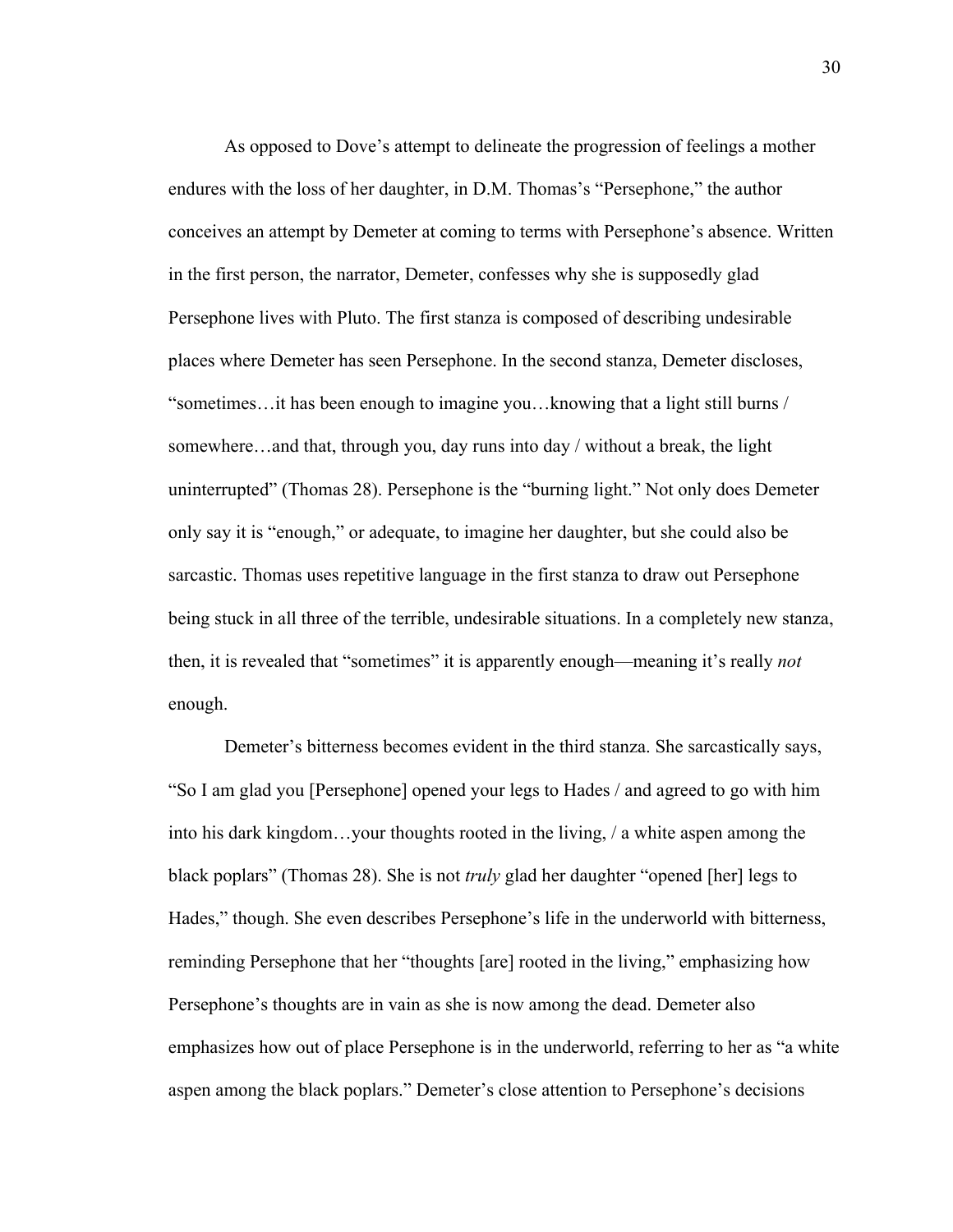As opposed to Dove's attempt to delineate the progression of feelings a mother endures with the loss of her daughter, in D.M. Thomas's "Persephone," the author conceives an attempt by Demeter at coming to terms with Persephone's absence. Written in the first person, the narrator, Demeter, confesses why she is supposedly glad Persephone lives with Pluto. The first stanza is composed of describing undesirable places where Demeter has seen Persephone. In the second stanza, Demeter discloses, "sometimes…it has been enough to imagine you…knowing that a light still burns / somewhere…and that, through you, day runs into day / without a break, the light uninterrupted" (Thomas 28). Persephone is the "burning light." Not only does Demeter only say it is "enough," or adequate, to imagine her daughter, but she could also be sarcastic. Thomas uses repetitive language in the first stanza to draw out Persephone being stuck in all three of the terrible, undesirable situations. In a completely new stanza, then, it is revealed that "sometimes" it is apparently enough—meaning it's really *not* enough.

Demeter's bitterness becomes evident in the third stanza. She sarcastically says, "So I am glad you [Persephone] opened your legs to Hades / and agreed to go with him into his dark kingdom…your thoughts rooted in the living, / a white aspen among the black poplars" (Thomas 28). She is not *truly* glad her daughter "opened [her] legs to Hades," though. She even describes Persephone's life in the underworld with bitterness, reminding Persephone that her "thoughts [are] rooted in the living," emphasizing how Persephone's thoughts are in vain as she is now among the dead. Demeter also emphasizes how out of place Persephone is in the underworld, referring to her as "a white aspen among the black poplars." Demeter's close attention to Persephone's decisions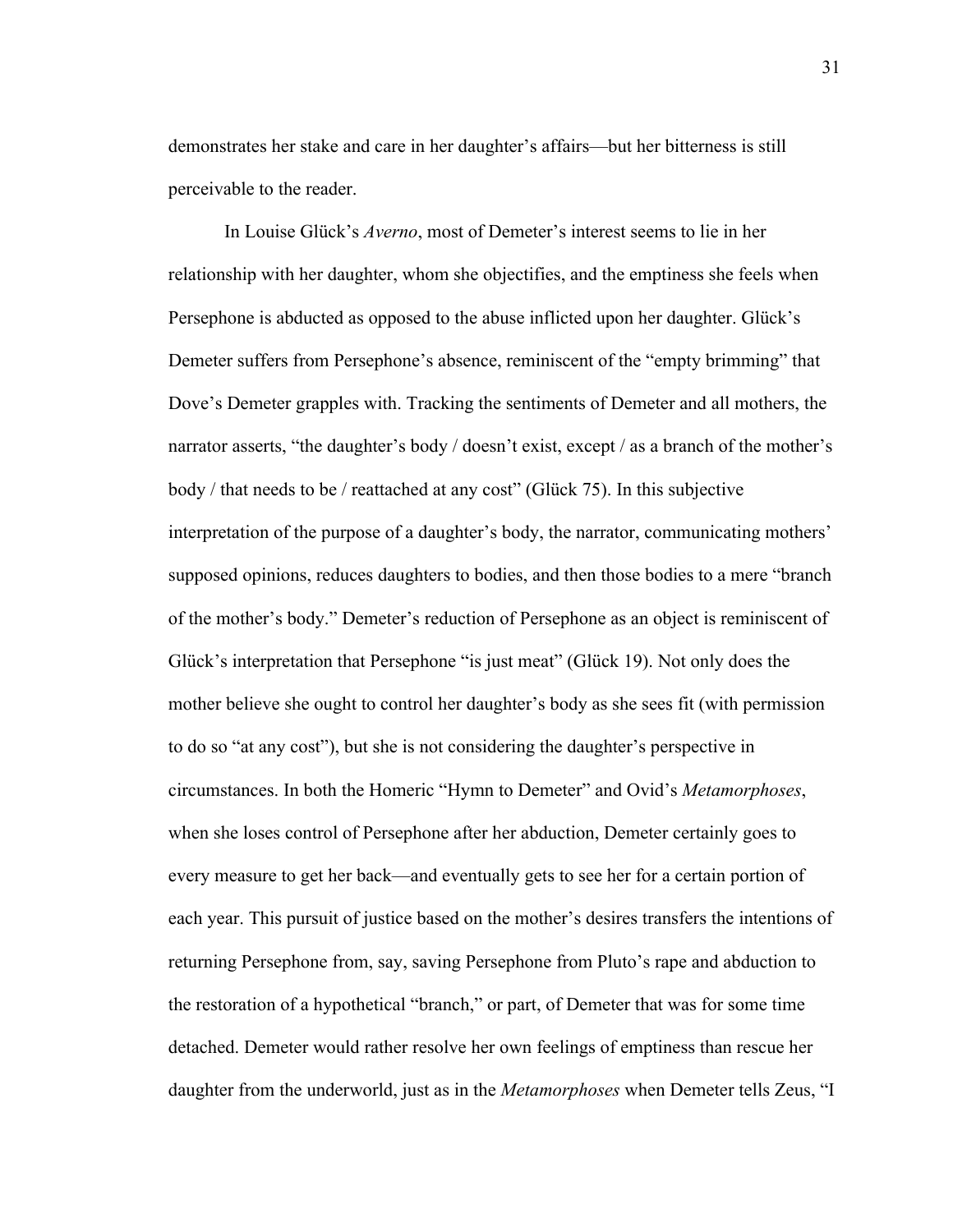demonstrates her stake and care in her daughter's affairs—but her bitterness is still perceivable to the reader.

In Louise Glück's *Averno*, most of Demeter's interest seems to lie in her relationship with her daughter, whom she objectifies, and the emptiness she feels when Persephone is abducted as opposed to the abuse inflicted upon her daughter. Glück's Demeter suffers from Persephone's absence, reminiscent of the "empty brimming" that Dove's Demeter grapples with. Tracking the sentiments of Demeter and all mothers, the narrator asserts, "the daughter's body / doesn't exist, except / as a branch of the mother's body / that needs to be / reattached at any cost" (Glück 75). In this subjective interpretation of the purpose of a daughter's body, the narrator, communicating mothers' supposed opinions, reduces daughters to bodies, and then those bodies to a mere "branch of the mother's body." Demeter's reduction of Persephone as an object is reminiscent of Glück's interpretation that Persephone "is just meat" (Glück 19). Not only does the mother believe she ought to control her daughter's body as she sees fit (with permission to do so "at any cost"), but she is not considering the daughter's perspective in circumstances. In both the Homeric "Hymn to Demeter" and Ovid's *Metamorphoses*, when she loses control of Persephone after her abduction, Demeter certainly goes to every measure to get her back—and eventually gets to see her for a certain portion of each year. This pursuit of justice based on the mother's desires transfers the intentions of returning Persephone from, say, saving Persephone from Pluto's rape and abduction to the restoration of a hypothetical "branch," or part, of Demeter that was for some time detached. Demeter would rather resolve her own feelings of emptiness than rescue her daughter from the underworld, just as in the *Metamorphoses* when Demeter tells Zeus, "I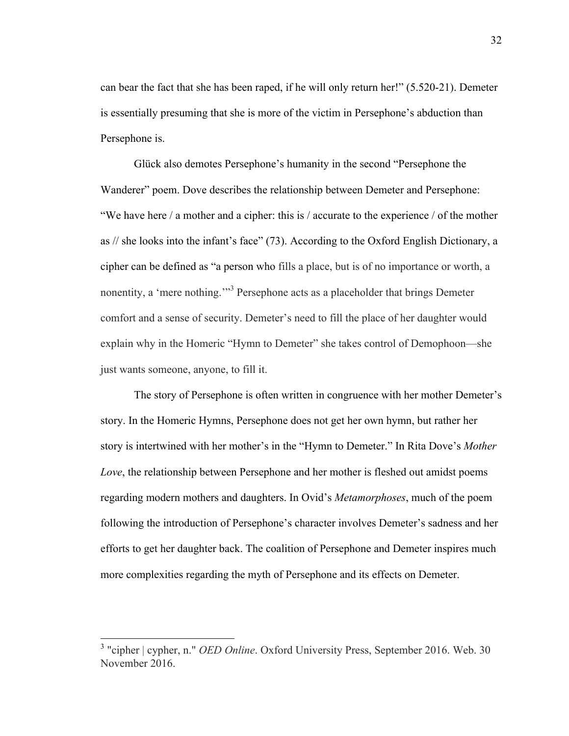can bear the fact that she has been raped, if he will only return her!" (5.520-21). Demeter is essentially presuming that she is more of the victim in Persephone's abduction than Persephone is.

Glück also demotes Persephone's humanity in the second "Persephone the Wanderer" poem. Dove describes the relationship between Demeter and Persephone: "We have here / a mother and a cipher: this is / accurate to the experience / of the mother as // she looks into the infant's face" (73). According to the Oxford English Dictionary, a cipher can be defined as "a person who fills a place, but is of no importance or worth, a nonentity, a 'mere nothing.'"[3] Persephone acts as a placeholder that brings Demeter comfort and a sense of security. Demeter's need to fill the place of her daughter would explain why in the Homeric "Hymn to Demeter" she takes control of Demophoon—she just wants someone, anyone, to fill it.

The story of Persephone is often written in congruence with her mother Demeter's story. In the Homeric Hymns, Persephone does not get her own hymn, but rather her story is intertwined with her mother's in the "Hymn to Demeter." In Rita Dove's *Mother Love*, the relationship between Persephone and her mother is fleshed out amidst poems regarding modern mothers and daughters. In Ovid's *Metamorphoses*, much of the poem following the introduction of Persephone's character involves Demeter's sadness and her efforts to get her daughter back. The coalition of Persephone and Demeter inspires much more complexities regarding the myth of Persephone and its effects on Demeter.

---

[3] "cipher | cypher, n." *OED Online*. Oxford University Press, September 2016. Web. 30 November 2016.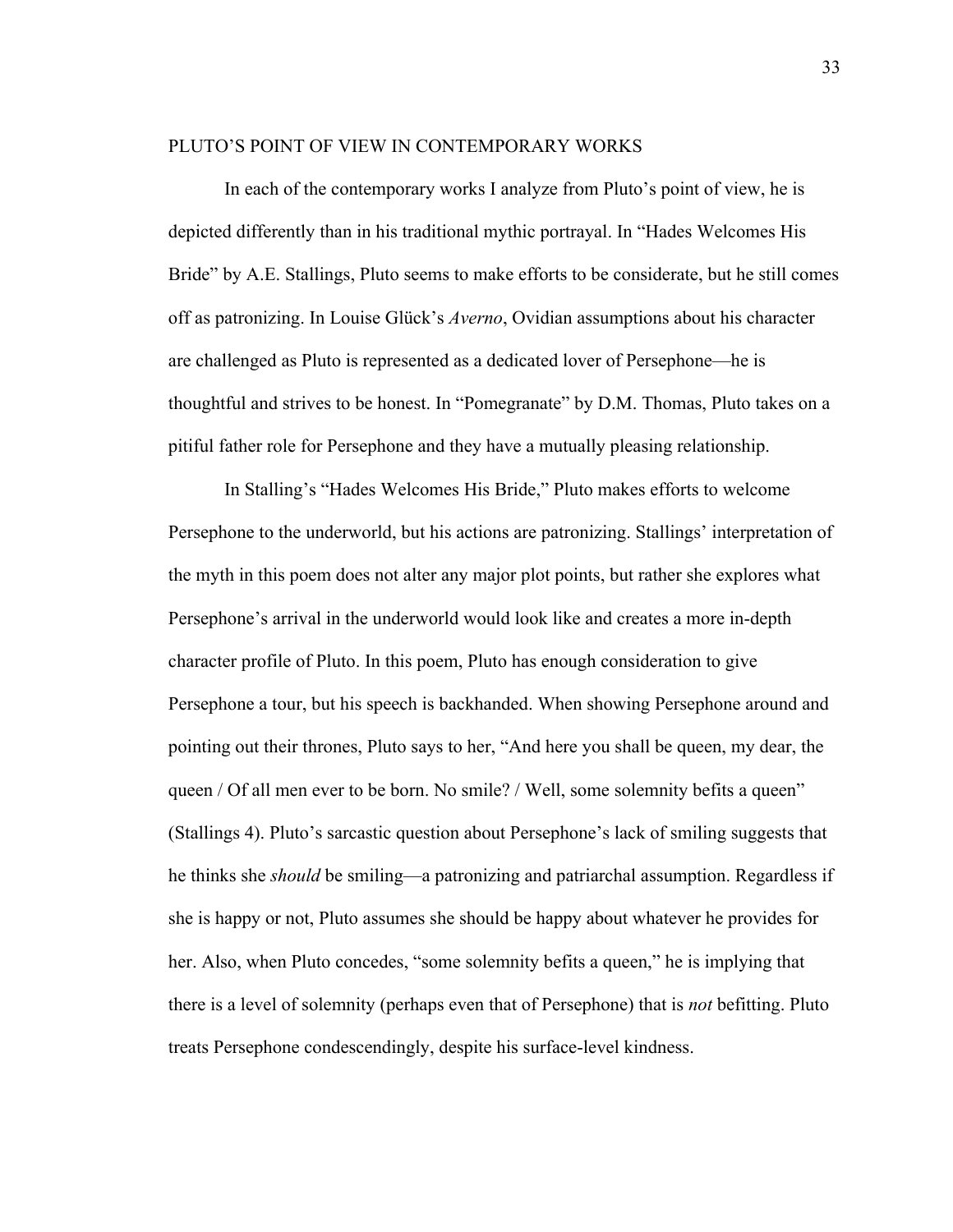## PLUTO'S POINT OF VIEW IN CONTEMPORARY WORKS

In each of the contemporary works I analyze from Pluto's point of view, he is depicted differently than in his traditional mythic portrayal. In "Hades Welcomes His Bride" by A.E. Stallings, Pluto seems to make efforts to be considerate, but he still comes off as patronizing. In Louise Glück's *Averno*, Ovidian assumptions about his character are challenged as Pluto is represented as a dedicated lover of Persephone—he is thoughtful and strives to be honest. In "Pomegranate" by D.M. Thomas, Pluto takes on a pitiful father role for Persephone and they have a mutually pleasing relationship.

In Stalling's "Hades Welcomes His Bride," Pluto makes efforts to welcome Persephone to the underworld, but his actions are patronizing. Stallings' interpretation of the myth in this poem does not alter any major plot points, but rather she explores what Persephone's arrival in the underworld would look like and creates a more in-depth character profile of Pluto. In this poem, Pluto has enough consideration to give Persephone a tour, but his speech is backhanded. When showing Persephone around and pointing out their thrones, Pluto says to her, "And here you shall be queen, my dear, the queen / Of all men ever to be born. No smile? / Well, some solemnity befits a queen" (Stallings 4). Pluto's sarcastic question about Persephone's lack of smiling suggests that he thinks she *should* be smiling—a patronizing and patriarchal assumption. Regardless if she is happy or not, Pluto assumes she should be happy about whatever he provides for her. Also, when Pluto concedes, "some solemnity befits a queen," he is implying that there is a level of solemnity (perhaps even that of Persephone) that is *not* befitting. Pluto treats Persephone condescendingly, despite his surface-level kindness.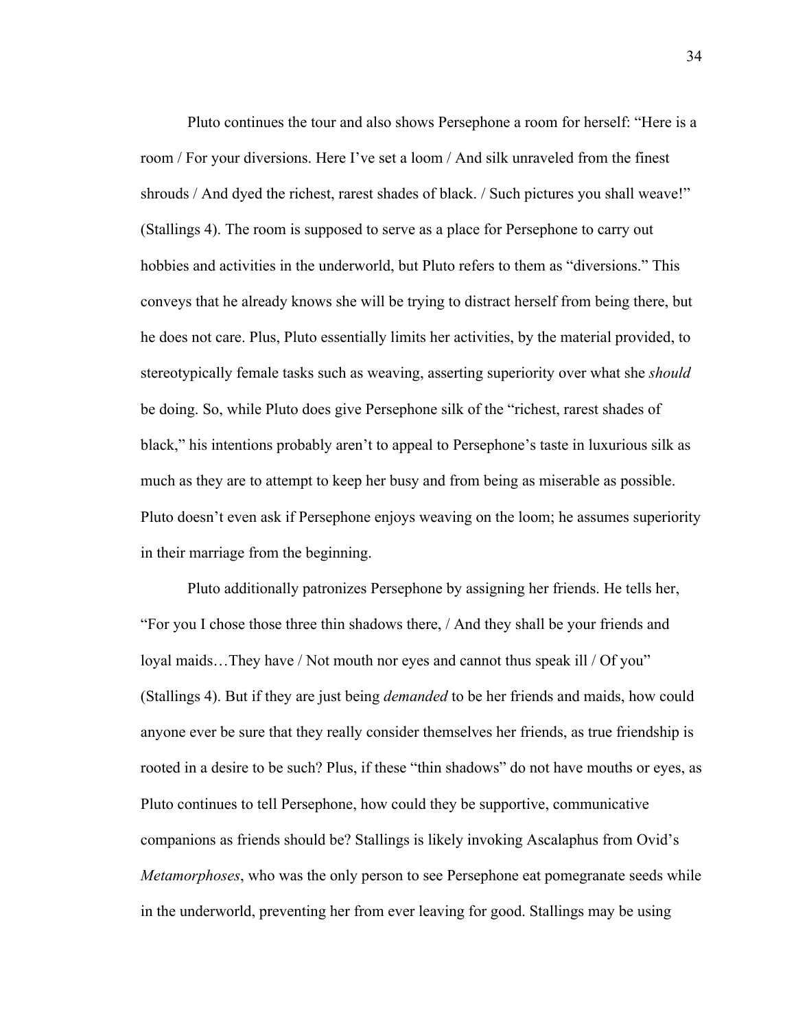Pluto continues the tour and also shows Persephone a room for herself: "Here is a room / For your diversions. Here I've set a loom / And silk unraveled from the finest shrouds / And dyed the richest, rarest shades of black. / Such pictures you shall weave!" (Stallings 4). The room is supposed to serve as a place for Persephone to carry out hobbies and activities in the underworld, but Pluto refers to them as "diversions." This conveys that he already knows she will be trying to distract herself from being there, but he does not care. Plus, Pluto essentially limits her activities, by the material provided, to stereotypically female tasks such as weaving, asserting superiority over what she *should* be doing. So, while Pluto does give Persephone silk of the "richest, rarest shades of black," his intentions probably aren't to appeal to Persephone's taste in luxurious silk as much as they are to attempt to keep her busy and from being as miserable as possible. Pluto doesn't even ask if Persephone enjoys weaving on the loom; he assumes superiority in their marriage from the beginning.

Pluto additionally patronizes Persephone by assigning her friends. He tells her, "For you I chose those three thin shadows there, / And they shall be your friends and loyal maids…They have / Not mouth nor eyes and cannot thus speak ill / Of you" (Stallings 4). But if they are just being *demanded* to be her friends and maids, how could anyone ever be sure that they really consider themselves her friends, as true friendship is rooted in a desire to be such? Plus, if these "thin shadows" do not have mouths or eyes, as Pluto continues to tell Persephone, how could they be supportive, communicative companions as friends should be? Stallings is likely invoking Ascalaphus from Ovid's *Metamorphoses*, who was the only person to see Persephone eat pomegranate seeds while in the underworld, preventing her from ever leaving for good. Stallings may be using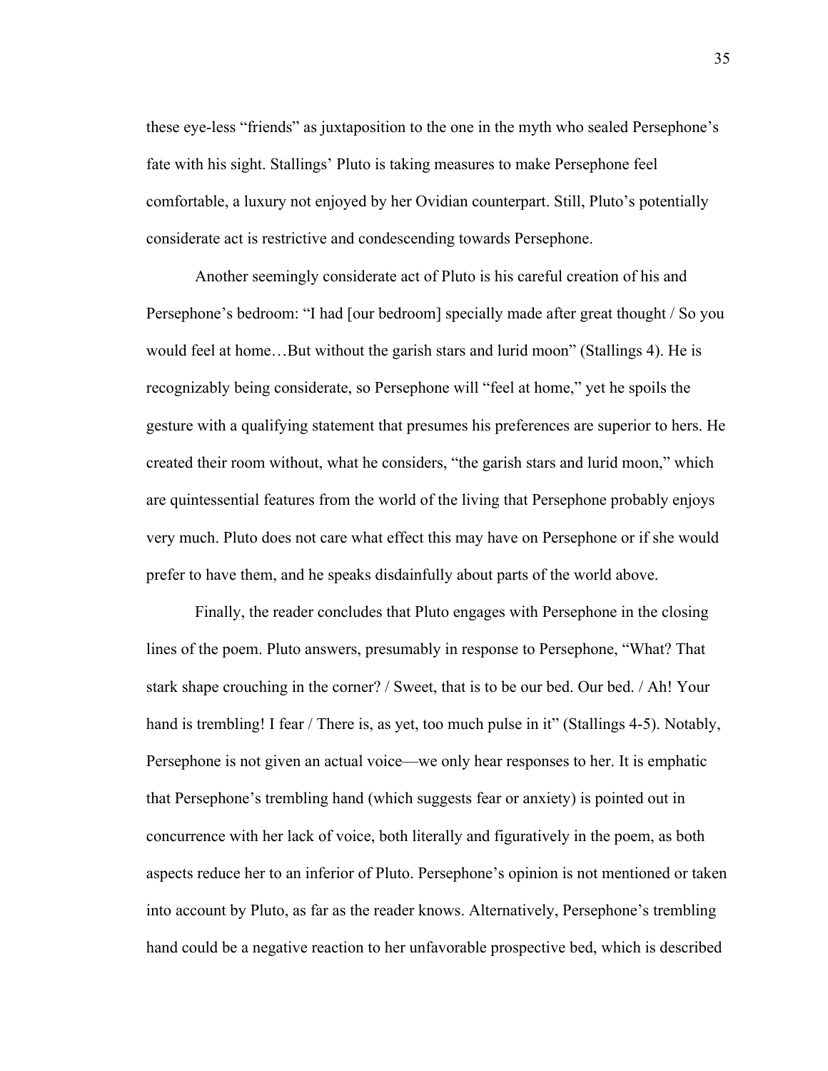these eye-less "friends" as juxtaposition to the one in the myth who sealed Persephone's fate with his sight. Stallings' Pluto is taking measures to make Persephone feel comfortable, a luxury not enjoyed by her Ovidian counterpart. Still, Pluto's potentially considerate act is restrictive and condescending towards Persephone.

Another seemingly considerate act of Pluto is his careful creation of his and Persephone's bedroom: "I had [our bedroom] specially made after great thought / So you would feel at home…But without the garish stars and lurid moon" (Stallings 4). He is recognizably being considerate, so Persephone will "feel at home," yet he spoils the gesture with a qualifying statement that presumes his preferences are superior to hers. He created their room without, what he considers, "the garish stars and lurid moon," which are quintessential features from the world of the living that Persephone probably enjoys very much. Pluto does not care what effect this may have on Persephone or if she would prefer to have them, and he speaks disdainfully about parts of the world above.

Finally, the reader concludes that Pluto engages with Persephone in the closing lines of the poem. Pluto answers, presumably in response to Persephone, "What? That stark shape crouching in the corner? / Sweet, that is to be our bed. Our bed. / Ah! Your hand is trembling! I fear / There is, as yet, too much pulse in it" (Stallings 4-5). Notably, Persephone is not given an actual voice—we only hear responses to her. It is emphatic that Persephone's trembling hand (which suggests fear or anxiety) is pointed out in concurrence with her lack of voice, both literally and figuratively in the poem, as both aspects reduce her to an inferior of Pluto. Persephone's opinion is not mentioned or taken into account by Pluto, as far as the reader knows. Alternatively, Persephone's trembling hand could be a negative reaction to her unfavorable prospective bed, which is described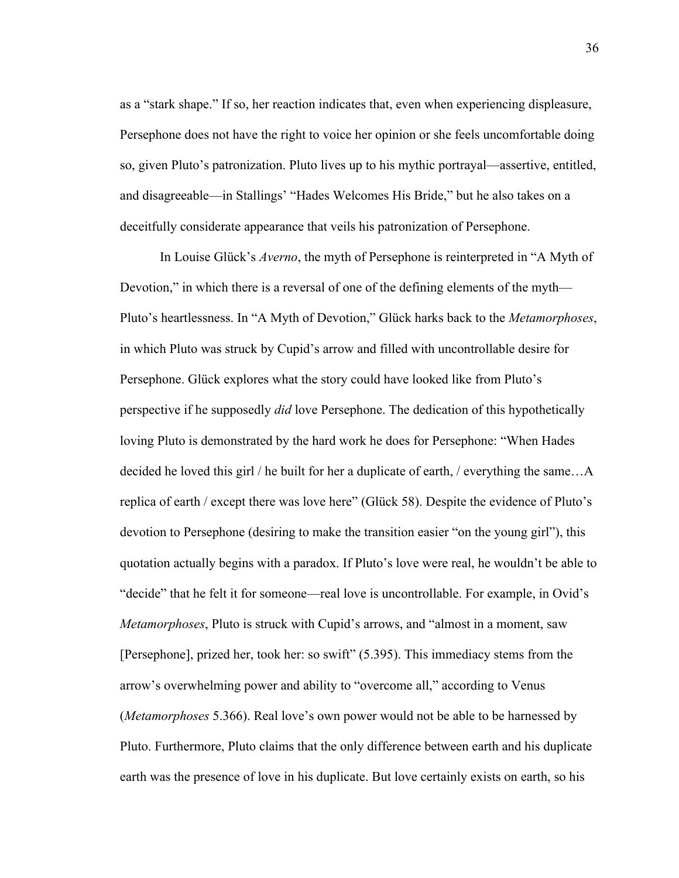as a "stark shape." If so, her reaction indicates that, even when experiencing displeasure, Persephone does not have the right to voice her opinion or she feels uncomfortable doing so, given Pluto's patronization. Pluto lives up to his mythic portrayal—assertive, entitled, and disagreeable—in Stallings' "Hades Welcomes His Bride," but he also takes on a deceitfully considerate appearance that veils his patronization of Persephone.

In Louise Glück's *Averno*, the myth of Persephone is reinterpreted in "A Myth of Devotion," in which there is a reversal of one of the defining elements of the myth—Pluto's heartlessness. In "A Myth of Devotion," Glück harks back to the *Metamorphoses*, in which Pluto was struck by Cupid's arrow and filled with uncontrollable desire for Persephone. Glück explores what the story could have looked like from Pluto's perspective if he supposedly *did* love Persephone. The dedication of this hypothetically loving Pluto is demonstrated by the hard work he does for Persephone: "When Hades decided he loved this girl / he built for her a duplicate of earth, / everything the same…A replica of earth / except there was love here" (Glück 58). Despite the evidence of Pluto's devotion to Persephone (desiring to make the transition easier "on the young girl"), this quotation actually begins with a paradox. If Pluto's love were real, he wouldn't be able to "decide" that he felt it for someone—real love is uncontrollable. For example, in Ovid's *Metamorphoses*, Pluto is struck with Cupid's arrows, and "almost in a moment, saw [Persephone], prized her, took her: so swift" (5.395). This immediacy stems from the arrow's overwhelming power and ability to "overcome all," according to Venus (*Metamorphoses* 5.366). Real love's own power would not be able to be harnessed by Pluto. Furthermore, Pluto claims that the only difference between earth and his duplicate earth was the presence of love in his duplicate. But love certainly exists on earth, so his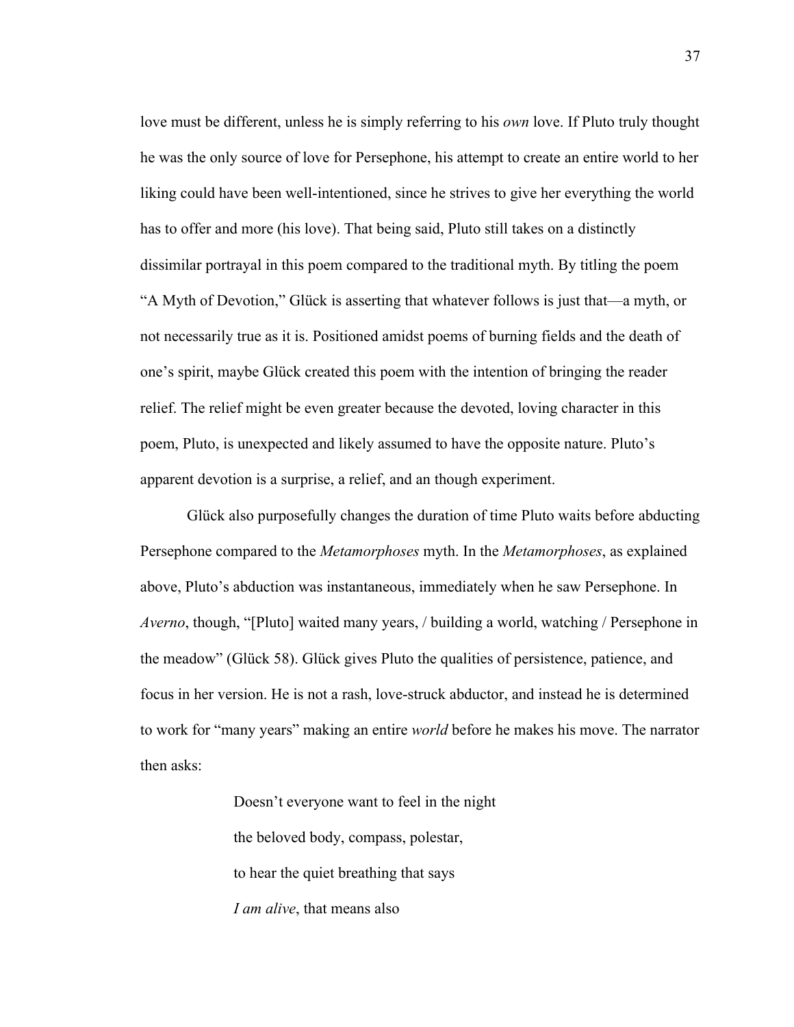love must be different, unless he is simply referring to his *own* love. If Pluto truly thought he was the only source of love for Persephone, his attempt to create an entire world to her liking could have been well-intentioned, since he strives to give her everything the world has to offer and more (his love). That being said, Pluto still takes on a distinctly dissimilar portrayal in this poem compared to the traditional myth. By titling the poem "A Myth of Devotion," Glück is asserting that whatever follows is just that—a myth, or not necessarily true as it is. Positioned amidst poems of burning fields and the death of one's spirit, maybe Glück created this poem with the intention of bringing the reader relief. The relief might be even greater because the devoted, loving character in this poem, Pluto, is unexpected and likely assumed to have the opposite nature. Pluto's apparent devotion is a surprise, a relief, and an though experiment.

Glück also purposefully changes the duration of time Pluto waits before abducting Persephone compared to the *Metamorphoses* myth. In the *Metamorphoses*, as explained above, Pluto's abduction was instantaneous, immediately when he saw Persephone. In *Averno*, though, "[Pluto] waited many years, / building a world, watching / Persephone in the meadow" (Glück 58). Glück gives Pluto the qualities of persistence, patience, and focus in her version. He is not a rash, love-struck abductor, and instead he is determined to work for "many years" making an entire *world* before he makes his move. The narrator then asks:

> Doesn't everyone want to feel in the night
> 
> the beloved body, compass, polestar,
> 
> to hear the quiet breathing that says
> 
> *I am alive*, that means also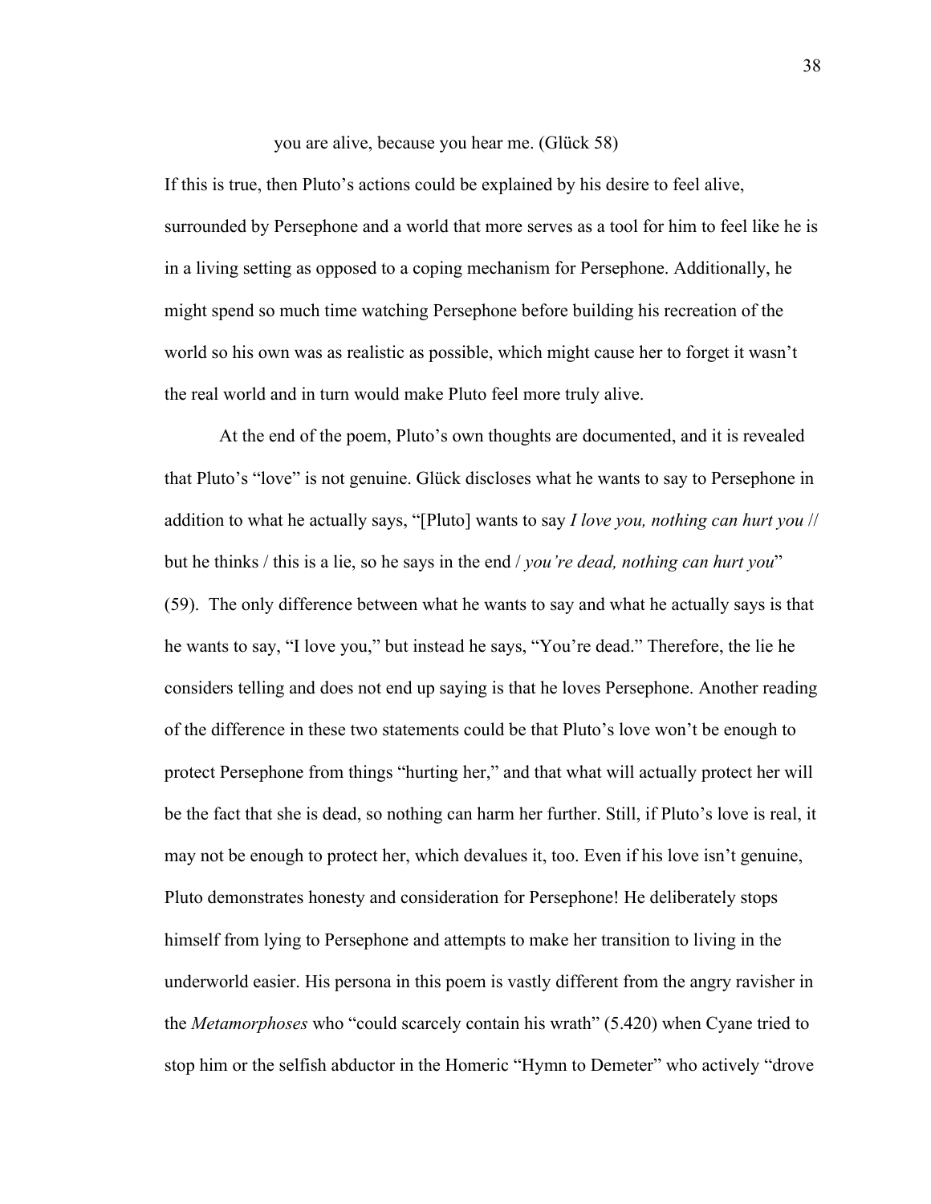you are alive, because you hear me. (Glück 58)

If this is true, then Pluto's actions could be explained by his desire to feel alive, surrounded by Persephone and a world that more serves as a tool for him to feel like he is in a living setting as opposed to a coping mechanism for Persephone. Additionally, he might spend so much time watching Persephone before building his recreation of the world so his own was as realistic as possible, which might cause her to forget it wasn't the real world and in turn would make Pluto feel more truly alive.

At the end of the poem, Pluto's own thoughts are documented, and it is revealed that Pluto's "love" is not genuine. Glück discloses what he wants to say to Persephone in addition to what he actually says, "[Pluto] wants to say *I love you, nothing can hurt you* // but he thinks / this is a lie, so he says in the end / *you're dead, nothing can hurt you*" (59). The only difference between what he wants to say and what he actually says is that he wants to say, "I love you," but instead he says, "You're dead." Therefore, the lie he considers telling and does not end up saying is that he loves Persephone. Another reading of the difference in these two statements could be that Pluto's love won't be enough to protect Persephone from things "hurting her," and that what will actually protect her will be the fact that she is dead, so nothing can harm her further. Still, if Pluto's love is real, it may not be enough to protect her, which devalues it, too. Even if his love isn't genuine, Pluto demonstrates honesty and consideration for Persephone! He deliberately stops himself from lying to Persephone and attempts to make her transition to living in the underworld easier. His persona in this poem is vastly different from the angry ravisher in the *Metamorphoses* who "could scarcely contain his wrath" (5.420) when Cyane tried to stop him or the selfish abductor in the Homeric "Hymn to Demeter" who actively "drove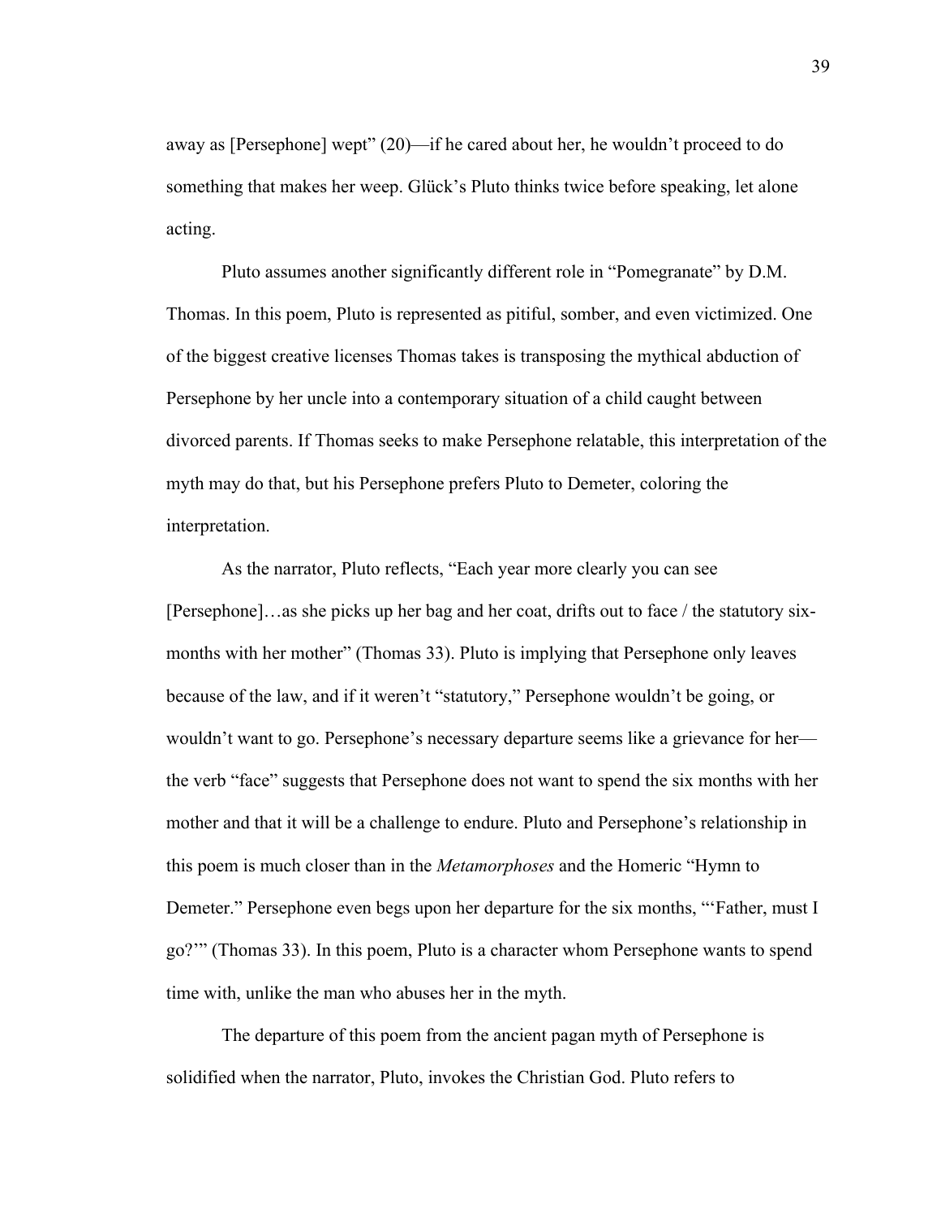away as [Persephone] wept" (20)—if he cared about her, he wouldn't proceed to do something that makes her weep. Glück's Pluto thinks twice before speaking, let alone acting.

Pluto assumes another significantly different role in "Pomegranate" by D.M. Thomas. In this poem, Pluto is represented as pitiful, somber, and even victimized. One of the biggest creative licenses Thomas takes is transposing the mythical abduction of Persephone by her uncle into a contemporary situation of a child caught between divorced parents. If Thomas seeks to make Persephone relatable, this interpretation of the myth may do that, but his Persephone prefers Pluto to Demeter, coloring the interpretation.

As the narrator, Pluto reflects, "Each year more clearly you can see [Persephone]…as she picks up her bag and her coat, drifts out to face / the statutory six-months with her mother" (Thomas 33). Pluto is implying that Persephone only leaves because of the law, and if it weren't "statutory," Persephone wouldn't be going, or wouldn't want to go. Persephone's necessary departure seems like a grievance for her—the verb "face" suggests that Persephone does not want to spend the six months with her mother and that it will be a challenge to endure. Pluto and Persephone's relationship in this poem is much closer than in the *Metamorphoses* and the Homeric "Hymn to Demeter." Persephone even begs upon her departure for the six months, "'Father, must I go?'" (Thomas 33). In this poem, Pluto is a character whom Persephone wants to spend time with, unlike the man who abuses her in the myth.

The departure of this poem from the ancient pagan myth of Persephone is solidified when the narrator, Pluto, invokes the Christian God. Pluto refers to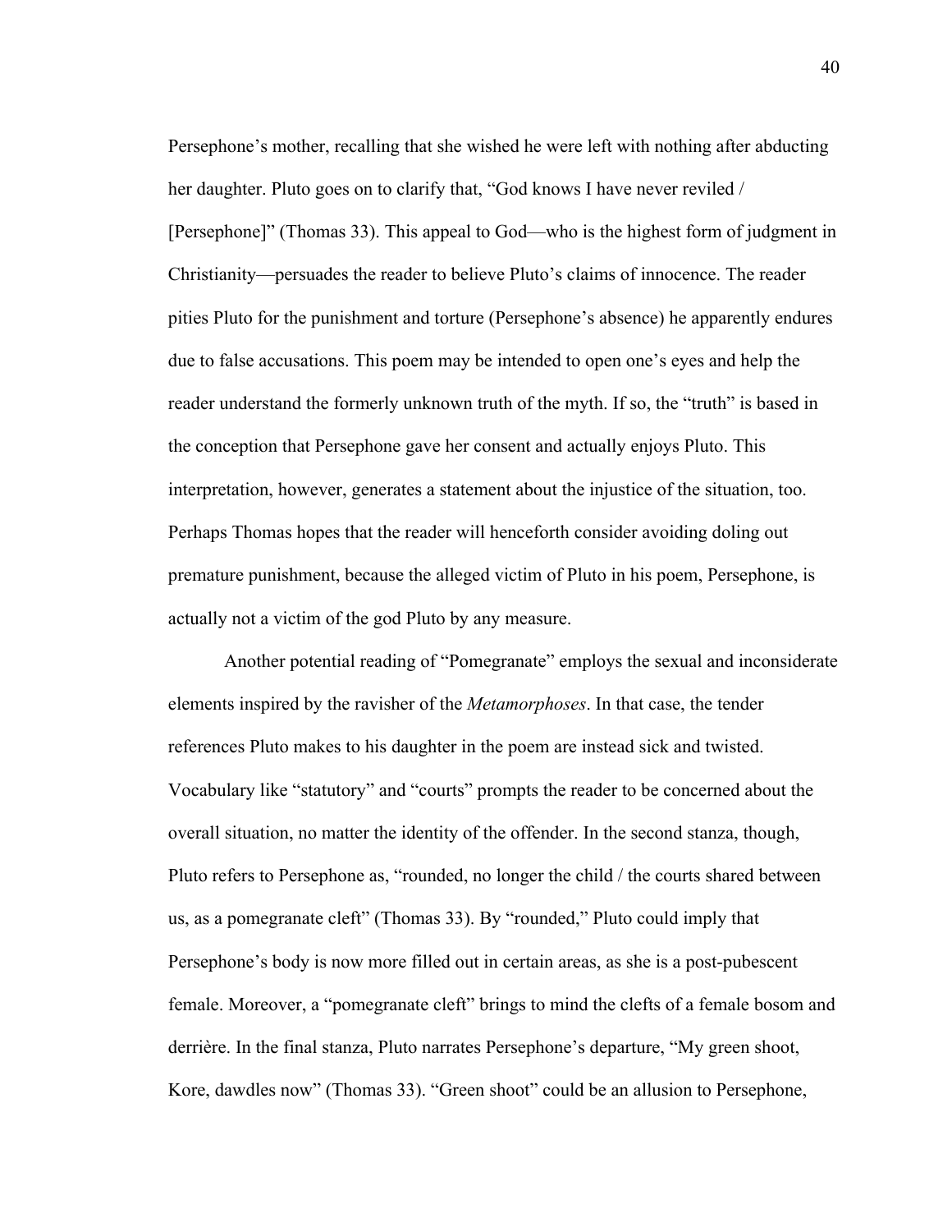Persephone's mother, recalling that she wished he were left with nothing after abducting her daughter. Pluto goes on to clarify that, "God knows I have never reviled / [Persephone]" (Thomas 33). This appeal to God—who is the highest form of judgment in Christianity—persuades the reader to believe Pluto's claims of innocence. The reader pities Pluto for the punishment and torture (Persephone's absence) he apparently endures due to false accusations. This poem may be intended to open one's eyes and help the reader understand the formerly unknown truth of the myth. If so, the "truth" is based in the conception that Persephone gave her consent and actually enjoys Pluto. This interpretation, however, generates a statement about the injustice of the situation, too. Perhaps Thomas hopes that the reader will henceforth consider avoiding doling out premature punishment, because the alleged victim of Pluto in his poem, Persephone, is actually not a victim of the god Pluto by any measure.

Another potential reading of "Pomegranate" employs the sexual and inconsiderate elements inspired by the ravisher of the *Metamorphoses*. In that case, the tender references Pluto makes to his daughter in the poem are instead sick and twisted. Vocabulary like "statutory" and "courts" prompts the reader to be concerned about the overall situation, no matter the identity of the offender. In the second stanza, though, Pluto refers to Persephone as, "rounded, no longer the child / the courts shared between us, as a pomegranate cleft" (Thomas 33). By "rounded," Pluto could imply that Persephone's body is now more filled out in certain areas, as she is a post-pubescent female. Moreover, a "pomegranate cleft" brings to mind the clefts of a female bosom and derrière. In the final stanza, Pluto narrates Persephone's departure, "My green shoot, Kore, dawdles now" (Thomas 33). "Green shoot" could be an allusion to Persephone,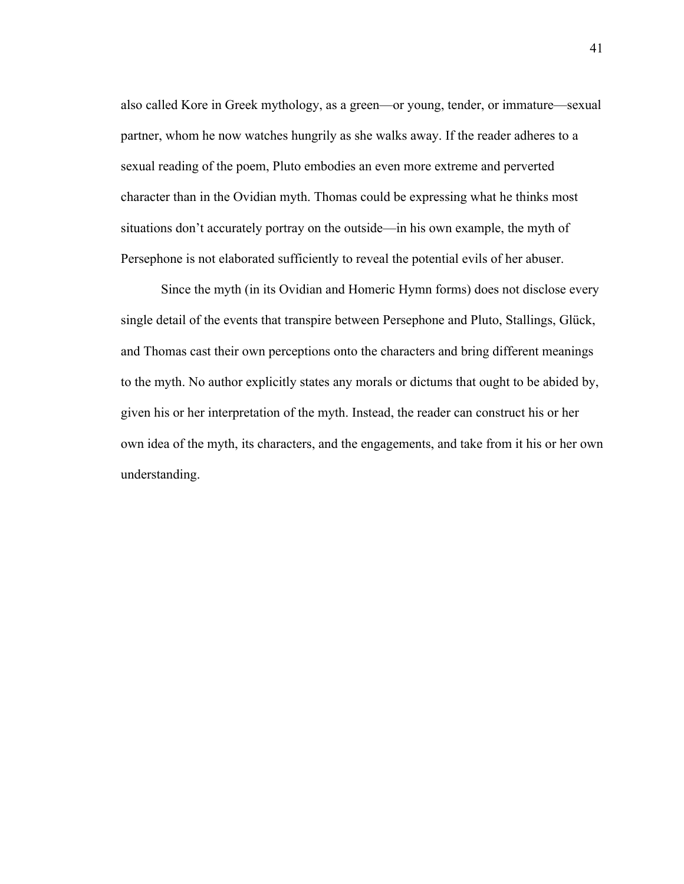also called Kore in Greek mythology, as a green—or young, tender, or immature—sexual partner, whom he now watches hungrily as she walks away. If the reader adheres to a sexual reading of the poem, Pluto embodies an even more extreme and perverted character than in the Ovidian myth. Thomas could be expressing what he thinks most situations don't accurately portray on the outside—in his own example, the myth of Persephone is not elaborated sufficiently to reveal the potential evils of her abuser.

Since the myth (in its Ovidian and Homeric Hymn forms) does not disclose every single detail of the events that transpire between Persephone and Pluto, Stallings, Glück, and Thomas cast their own perceptions onto the characters and bring different meanings to the myth. No author explicitly states any morals or dictums that ought to be abided by, given his or her interpretation of the myth. Instead, the reader can construct his or her own idea of the myth, its characters, and the engagements, and take from it his or her own understanding.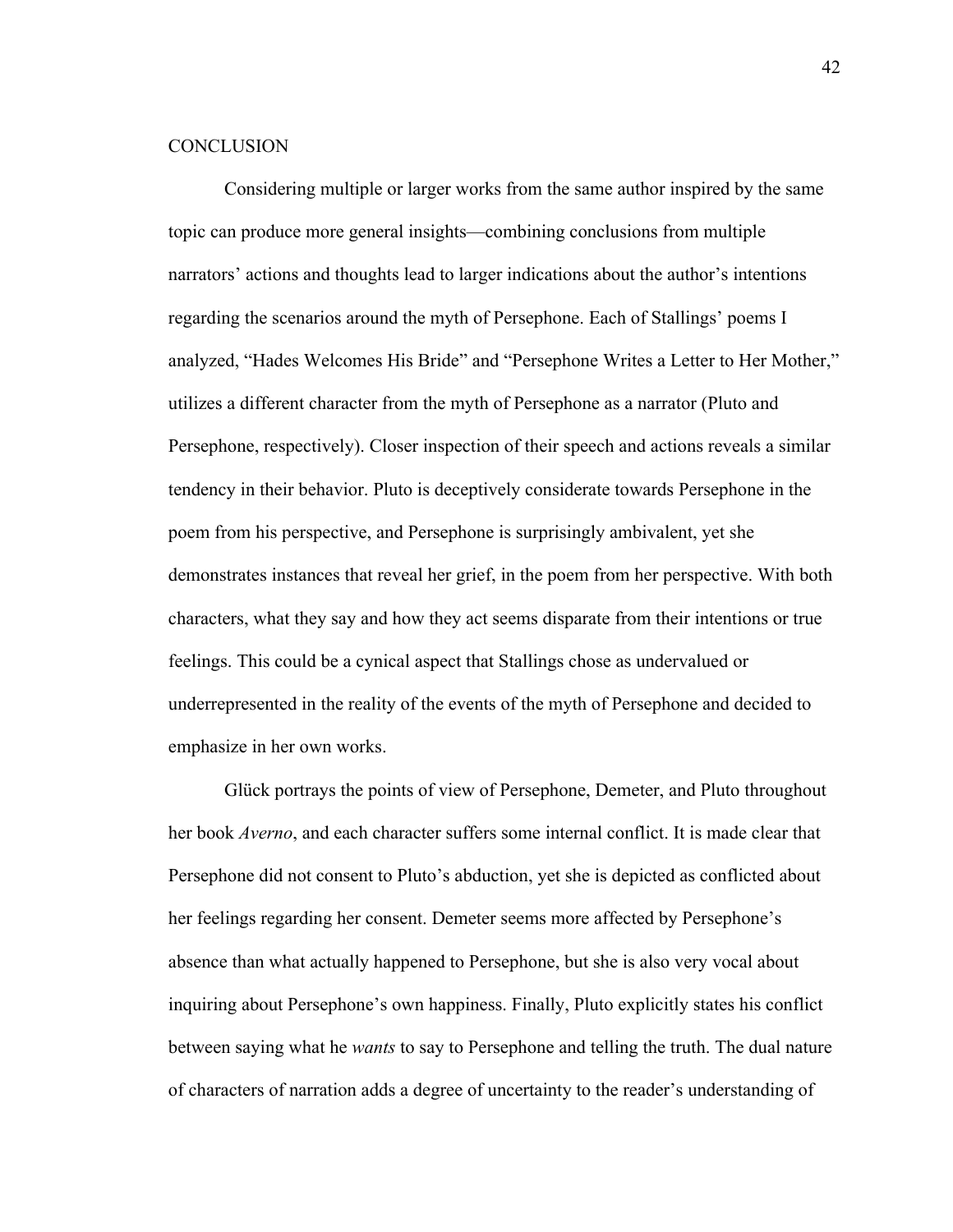# CONCLUSION

Considering multiple or larger works from the same author inspired by the same topic can produce more general insights—combining conclusions from multiple narrators' actions and thoughts lead to larger indications about the author's intentions regarding the scenarios around the myth of Persephone. Each of Stallings' poems I analyzed, "Hades Welcomes His Bride" and "Persephone Writes a Letter to Her Mother," utilizes a different character from the myth of Persephone as a narrator (Pluto and Persephone, respectively). Closer inspection of their speech and actions reveals a similar tendency in their behavior. Pluto is deceptively considerate towards Persephone in the poem from his perspective, and Persephone is surprisingly ambivalent, yet she demonstrates instances that reveal her grief, in the poem from her perspective. With both characters, what they say and how they act seems disparate from their intentions or true feelings. This could be a cynical aspect that Stallings chose as undervalued or underrepresented in the reality of the events of the myth of Persephone and decided to emphasize in her own works.

Glück portrays the points of view of Persephone, Demeter, and Pluto throughout her book *Averno*, and each character suffers some internal conflict. It is made clear that Persephone did not consent to Pluto's abduction, yet she is depicted as conflicted about her feelings regarding her consent. Demeter seems more affected by Persephone's absence than what actually happened to Persephone, but she is also very vocal about inquiring about Persephone's own happiness. Finally, Pluto explicitly states his conflict between saying what he *wants* to say to Persephone and telling the truth. The dual nature of characters of narration adds a degree of uncertainty to the reader's understanding of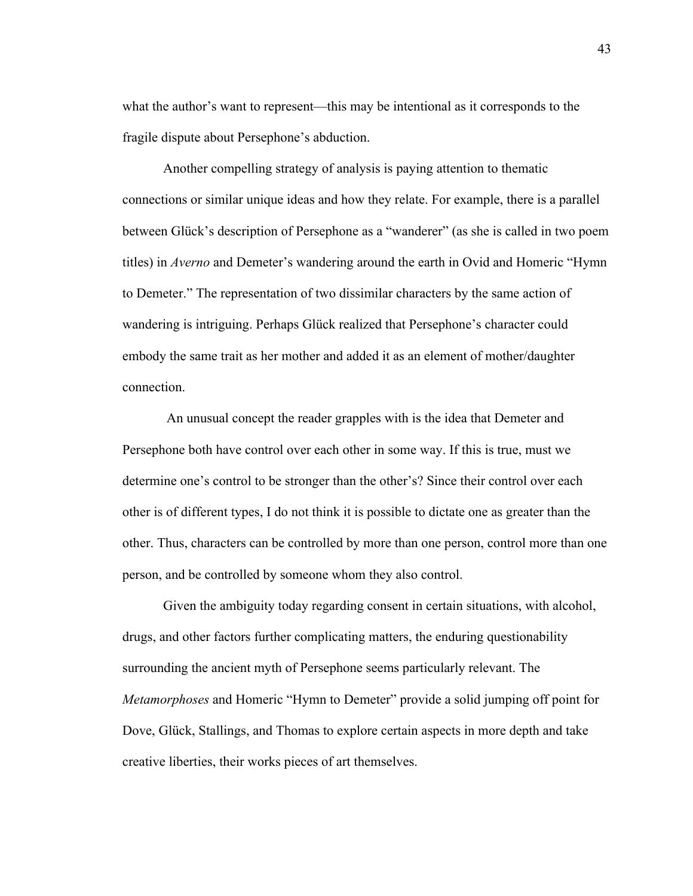what the author's want to represent—this may be intentional as it corresponds to the fragile dispute about Persephone's abduction.

Another compelling strategy of analysis is paying attention to thematic connections or similar unique ideas and how they relate. For example, there is a parallel between Glück's description of Persephone as a "wanderer" (as she is called in two poem titles) in *Averno* and Demeter's wandering around the earth in Ovid and Homeric "Hymn to Demeter." The representation of two dissimilar characters by the same action of wandering is intriguing. Perhaps Glück realized that Persephone's character could embody the same trait as her mother and added it as an element of mother/daughter connection.

An unusual concept the reader grapples with is the idea that Demeter and Persephone both have control over each other in some way. If this is true, must we determine one's control to be stronger than the other's? Since their control over each other is of different types, I do not think it is possible to dictate one as greater than the other. Thus, characters can be controlled by more than one person, control more than one person, and be controlled by someone whom they also control.

Given the ambiguity today regarding consent in certain situations, with alcohol, drugs, and other factors further complicating matters, the enduring questionability surrounding the ancient myth of Persephone seems particularly relevant. The *Metamorphoses* and Homeric "Hymn to Demeter" provide a solid jumping off point for Dove, Glück, Stallings, and Thomas to explore certain aspects in more depth and take creative liberties, their works pieces of art themselves.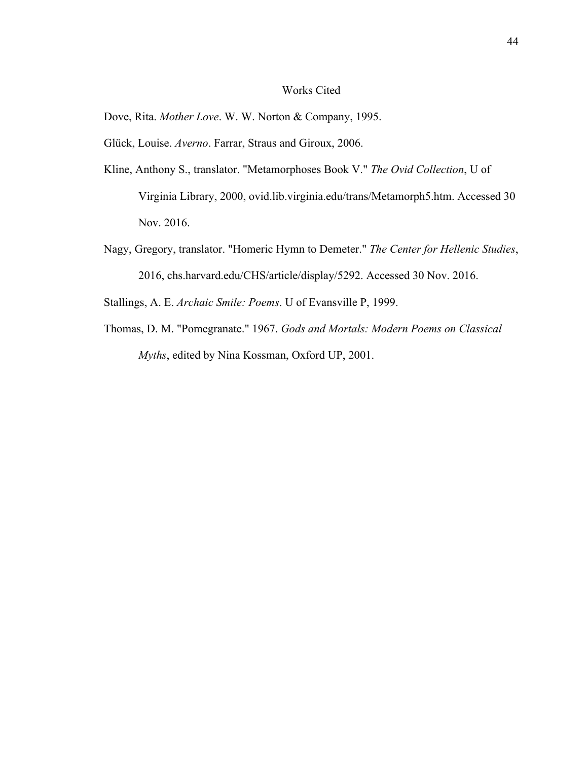# Works Cited

Dove, Rita. *Mother Love*. W. W. Norton & Company, 1995.

Glück, Louise. *Averno*. Farrar, Straus and Giroux, 2006.

Kline, Anthony S., translator. "Metamorphoses Book V." *The Ovid Collection*, U of Virginia Library, 2000, ovid.lib.virginia.edu/trans/Metamorph5.htm. Accessed 30 Nov. 2016.

Nagy, Gregory, translator. "Homeric Hymn to Demeter." *The Center for Hellenic Studies*, 2016, chs.harvard.edu/CHS/article/display/5292. Accessed 30 Nov. 2016.

Stallings, A. E. *Archaic Smile: Poems*. U of Evansville P, 1999.

Thomas, D. M. "Pomegranate." 1967. *Gods and Mortals: Modern Poems on Classical Myths*, edited by Nina Kossman, Oxford UP, 2001.